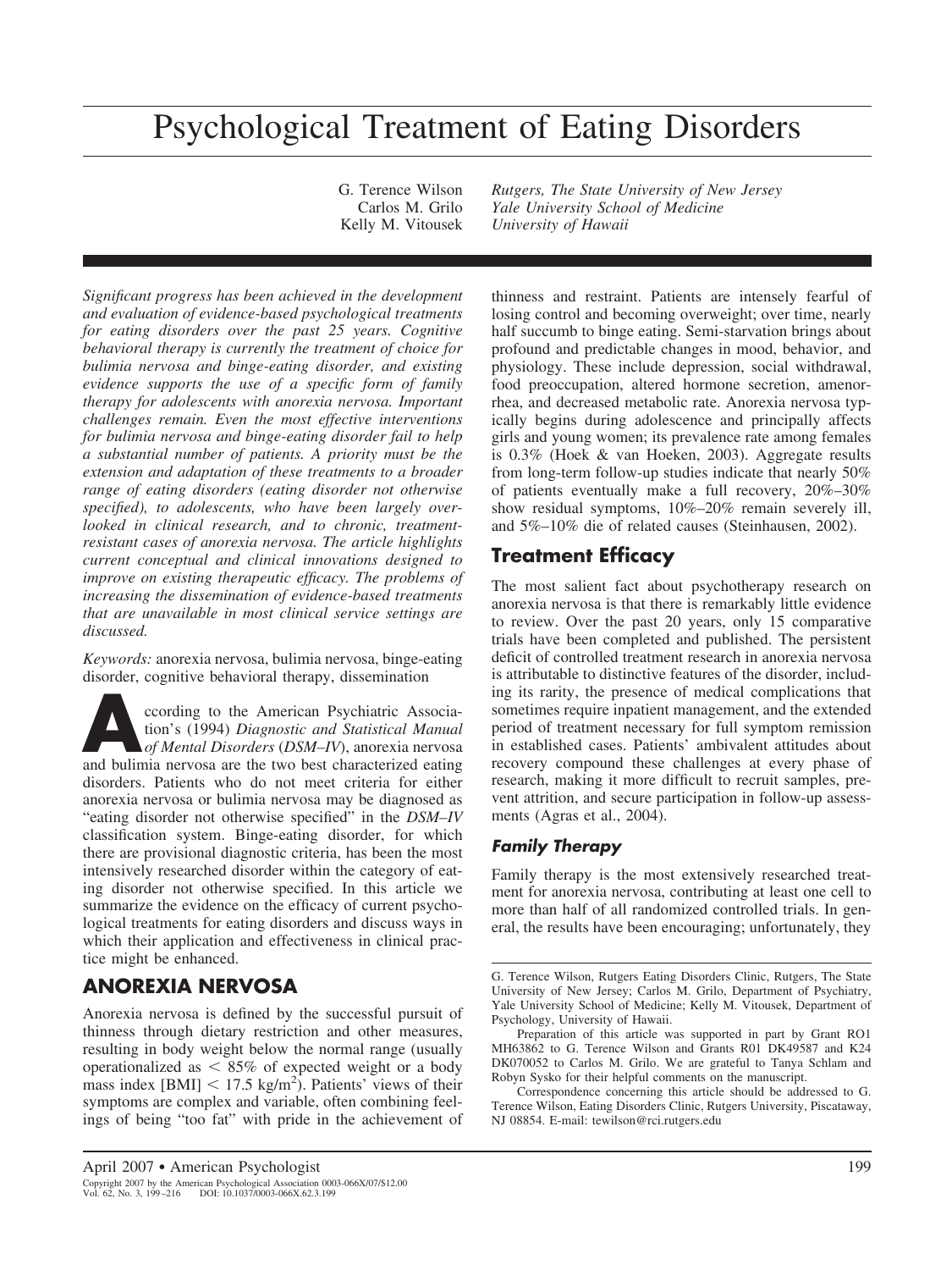# Psychological Treatment of Eating Disorders

G. Terence Wilson *Rutgers, The State University of New Jersey*
Carlos M. Grilo *Yale University School of Medicine*
Kelly M. Vitousek *University of Hawaii*

*Significant progress has been achieved in the development and evaluation of evidence-based psychological treatments for eating disorders over the past 25 years. Cognitive behavioral therapy is currently the treatment of choice for bulimia nervosa and binge-eating disorder, and existing evidence supports the use of a specific form of family therapy for adolescents with anorexia nervosa. Important challenges remain. Even the most effective interventions for bulimia nervosa and binge-eating disorder fail to help a substantial number of patients. A priority must be the extension and adaptation of these treatments to a broader range of eating disorders (eating disorder not otherwise specified), to adolescents, who have been largely overlooked in clinical research, and to chronic, treatment-resistant cases of anorexia nervosa. The article highlights current conceptual and clinical innovations designed to improve on existing therapeutic efficacy. The problems of increasing the dissemination of evidence-based treatments that are unavailable in most clinical service settings are discussed.*

*Keywords:* anorexia nervosa, bulimia nervosa, binge-eating disorder, cognitive behavioral therapy, dissemination

According to the American Psychiatric Association's (1994) *Diagnostic and Statistical Manual of Mental Disorders* (*DSM–IV*), anorexia nervosa and bulimia nervosa are the two best characterized eating disorders. Patients who do not meet criteria for either anorexia nervosa or bulimia nervosa may be diagnosed as "eating disorder not otherwise specified" in the *DSM–IV* classification system. Binge-eating disorder, for which there are provisional diagnostic criteria, has been the most intensively researched disorder within the category of eating disorder not otherwise specified. In this article we summarize the evidence on the efficacy of current psychological treatments for eating disorders and discuss ways in which their application and effectiveness in clinical practice might be enhanced.

## ANOREXIA NERVOSA

Anorexia nervosa is defined by the successful pursuit of thinness through dietary restriction and other measures, resulting in body weight below the normal range (usually operationalized as $< 85\%$ of expected weight or a body mass index [BMI] $< 17.5$ kg/m$^2$). Patients' views of their symptoms are complex and variable, often combining feelings of being "too fat" with pride in the achievement of thinness and restraint. Patients are intensely fearful of losing control and becoming overweight; over time, nearly half succumb to binge eating. Semi-starvation brings about profound and predictable changes in mood, behavior, and physiology. These include depression, social withdrawal, food preoccupation, altered hormone secretion, amenorrhea, and decreased metabolic rate. Anorexia nervosa typically begins during adolescence and principally affects girls and young women; its prevalence rate among females is 0.3% (Hoek & van Hoeken, 2003). Aggregate results from long-term follow-up studies indicate that nearly 50% of patients eventually make a full recovery, 20%–30% show residual symptoms, 10%–20% remain severely ill, and 5%–10% die of related causes (Steinhausen, 2002).

## Treatment Efficacy

The most salient fact about psychotherapy research on anorexia nervosa is that there is remarkably little evidence to review. Over the past 20 years, only 15 comparative trials have been completed and published. The persistent deficit of controlled treatment research in anorexia nervosa is attributable to distinctive features of the disorder, including its rarity, the presence of medical complications that sometimes require inpatient management, and the extended period of treatment necessary for full symptom remission in established cases. Patients' ambivalent attitudes about recovery compound these challenges at every phase of research, making it more difficult to recruit samples, prevent attrition, and secure participation in follow-up assessments (Agras et al., 2004).

### Family Therapy

Family therapy is the most extensively researched treatment for anorexia nervosa, contributing at least one cell to more than half of all randomized controlled trials. In general, the results have been encouraging; unfortunately, they

G. Terence Wilson, Rutgers Eating Disorders Clinic, Rutgers, The State University of New Jersey; Carlos M. Grilo, Department of Psychiatry, Yale University School of Medicine; Kelly M. Vitousek, Department of Psychology, University of Hawaii.

Preparation of this article was supported in part by Grant RO1 MH63862 to G. Terence Wilson and Grants R01 DK49587 and K24 DK070052 to Carlos M. Grilo. We are grateful to Tanya Schlam and Robyn Sysko for their helpful comments on the manuscript.

Correspondence concerning this article should be addressed to G. Terence Wilson, Eating Disorders Clinic, Rutgers University, Piscataway, NJ 08854. E-mail: tewilson@rci.rutgers.edu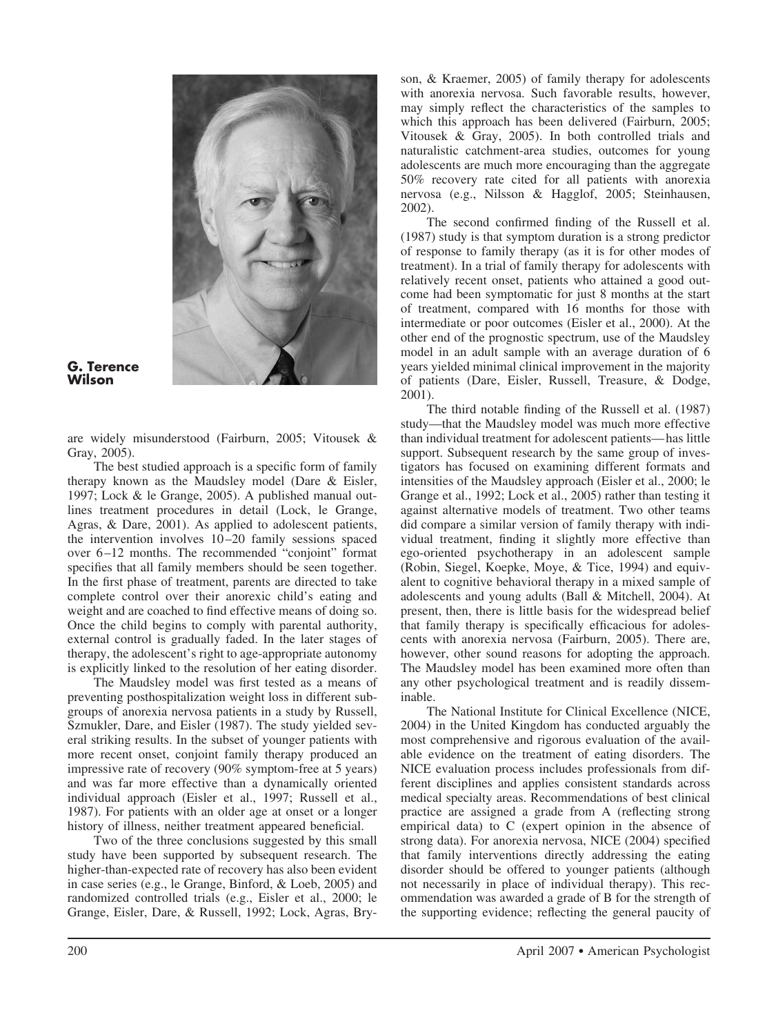**G. Terence Wilson**

are widely misunderstood (Fairburn, 2005; Vitousek & Gray, 2005).

The best studied approach is a specific form of family therapy known as the Maudsley model (Dare & Eisler, 1997; Lock & le Grange, 2005). A published manual outlines treatment procedures in detail (Lock, le Grange, Agras, & Dare, 2001). As applied to adolescent patients, the intervention involves 10–20 family sessions spaced over 6–12 months. The recommended "conjoint" format specifies that all family members should be seen together. In the first phase of treatment, parents are directed to take complete control over their anorexic child's eating and weight and are coached to find effective means of doing so. Once the child begins to comply with parental authority, external control is gradually faded. In the later stages of therapy, the adolescent's right to age-appropriate autonomy is explicitly linked to the resolution of her eating disorder.

The Maudsley model was first tested as a means of preventing posthospitalization weight loss in different subgroups of anorexia nervosa patients in a study by Russell, Szmukler, Dare, and Eisler (1987). The study yielded several striking results. In the subset of younger patients with more recent onset, conjoint family therapy produced an impressive rate of recovery (90% symptom-free at 5 years) and was far more effective than a dynamically oriented individual approach (Eisler et al., 1997; Russell et al., 1987). For patients with an older age at onset or a longer history of illness, neither treatment appeared beneficial.

Two of the three conclusions suggested by this small study have been supported by subsequent research. The higher-than-expected rate of recovery has also been evident in case series (e.g., le Grange, Binford, & Loeb, 2005) and randomized controlled trials (e.g., Eisler et al., 2000; le Grange, Eisler, Dare, & Russell, 1992; Lock, Agras, Bryson, & Kraemer, 2005) of family therapy for adolescents with anorexia nervosa. Such favorable results, however, may simply reflect the characteristics of the samples to which this approach has been delivered (Fairburn, 2005; Vitousek & Gray, 2005). In both controlled trials and naturalistic catchment-area studies, outcomes for young adolescents are much more encouraging than the aggregate 50% recovery rate cited for all patients with anorexia nervosa (e.g., Nilsson & Hagglof, 2005; Steinhausen, 2002).

The second confirmed finding of the Russell et al. (1987) study is that symptom duration is a strong predictor of response to family therapy (as it is for other modes of treatment). In a trial of family therapy for adolescents with relatively recent onset, patients who attained a good outcome had been symptomatic for just 8 months at the start of treatment, compared with 16 months for those with intermediate or poor outcomes (Eisler et al., 2000). At the other end of the prognostic spectrum, use of the Maudsley model in an adult sample with an average duration of 6 years yielded minimal clinical improvement in the majority of patients (Dare, Eisler, Russell, Treasure, & Dodge, 2001).

The third notable finding of the Russell et al. (1987) study—that the Maudsley model was much more effective than individual treatment for adolescent patients—has little support. Subsequent research by the same group of investigators has focused on examining different formats and intensities of the Maudsley approach (Eisler et al., 2000; le Grange et al., 1992; Lock et al., 2005) rather than testing it against alternative models of treatment. Two other teams did compare a similar version of family therapy with individual treatment, finding it slightly more effective than ego-oriented psychotherapy in an adolescent sample (Robin, Siegel, Koepke, Moye, & Tice, 1994) and equivalent to cognitive behavioral therapy in a mixed sample of adolescents and young adults (Ball & Mitchell, 2004). At present, then, there is little basis for the widespread belief that family therapy is specifically efficacious for adolescents with anorexia nervosa (Fairburn, 2005). There are, however, other sound reasons for adopting the approach. The Maudsley model has been examined more often than any other psychological treatment and is readily disseminable.

The National Institute for Clinical Excellence (NICE, 2004) in the United Kingdom has conducted arguably the most comprehensive and rigorous evaluation of the available evidence on the treatment of eating disorders. The NICE evaluation process includes professionals from different disciplines and applies consistent standards across medical specialty areas. Recommendations of best clinical practice are assigned a grade from A (reflecting strong empirical data) to C (expert opinion in the absence of strong data). For anorexia nervosa, NICE (2004) specified that family interventions directly addressing the eating disorder should be offered to younger patients (although not necessarily in place of individual therapy). This recommendation was awarded a grade of B for the strength of the supporting evidence; reflecting the general paucity of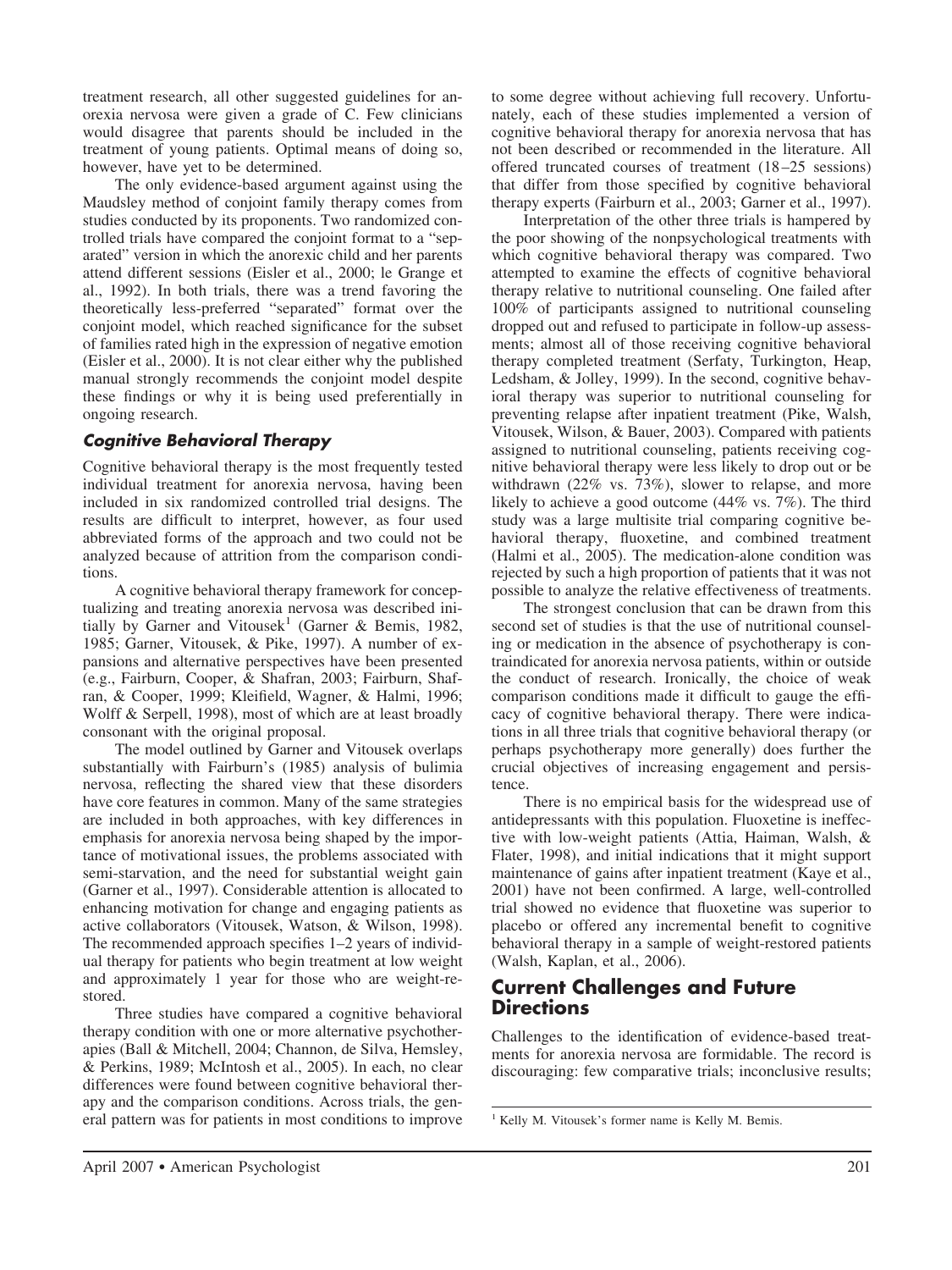treatment research, all other suggested guidelines for anorexia nervosa were given a grade of C. Few clinicians would disagree that parents should be included in the treatment of young patients. Optimal means of doing so, however, have yet to be determined.

The only evidence-based argument against using the Maudsley method of conjoint family therapy comes from studies conducted by its proponents. Two randomized controlled trials have compared the conjoint format to a "separated" version in which the anorexic child and her parents attend different sessions (Eisler et al., 2000; le Grange et al., 1992). In both trials, there was a trend favoring the theoretically less-preferred "separated" format over the conjoint model, which reached significance for the subset of families rated high in the expression of negative emotion (Eisler et al., 2000). It is not clear either why the published manual strongly recommends the conjoint model despite these findings or why it is being used preferentially in ongoing research.

### *Cognitive Behavioral Therapy*

Cognitive behavioral therapy is the most frequently tested individual treatment for anorexia nervosa, having been included in six randomized controlled trial designs. The results are difficult to interpret, however, as four used abbreviated forms of the approach and two could not be analyzed because of attrition from the comparison conditions.

A cognitive behavioral therapy framework for conceptualizing and treating anorexia nervosa was described initially by Garner and Vitousek[1] (Garner & Bemis, 1982, 1985; Garner, Vitousek, & Pike, 1997). A number of expansions and alternative perspectives have been presented (e.g., Fairburn, Cooper, & Shafran, 2003; Fairburn, Shafran, & Cooper, 1999; Kleifield, Wagner, & Halmi, 1996; Wolff & Serpell, 1998), most of which are at least broadly consonant with the original proposal.

The model outlined by Garner and Vitousek overlaps substantially with Fairburn's (1985) analysis of bulimia nervosa, reflecting the shared view that these disorders have core features in common. Many of the same strategies are included in both approaches, with key differences in emphasis for anorexia nervosa being shaped by the importance of motivational issues, the problems associated with semi-starvation, and the need for substantial weight gain (Garner et al., 1997). Considerable attention is allocated to enhancing motivation for change and engaging patients as active collaborators (Vitousek, Watson, & Wilson, 1998). The recommended approach specifies 1–2 years of individual therapy for patients who begin treatment at low weight and approximately 1 year for those who are weight-restored.

Three studies have compared a cognitive behavioral therapy condition with one or more alternative psychotherapies (Ball & Mitchell, 2004; Channon, de Silva, Hemsley, & Perkins, 1989; McIntosh et al., 2005). In each, no clear differences were found between cognitive behavioral therapy and the comparison conditions. Across trials, the general pattern was for patients in most conditions to improve to some degree without achieving full recovery. Unfortunately, each of these studies implemented a version of cognitive behavioral therapy for anorexia nervosa that has not been described or recommended in the literature. All offered truncated courses of treatment (18–25 sessions) that differ from those specified by cognitive behavioral therapy experts (Fairburn et al., 2003; Garner et al., 1997).

Interpretation of the other three trials is hampered by the poor showing of the nonpsychological treatments with which cognitive behavioral therapy was compared. Two attempted to examine the effects of cognitive behavioral therapy relative to nutritional counseling. One failed after 100% of participants assigned to nutritional counseling dropped out and refused to participate in follow-up assessments; almost all of those receiving cognitive behavioral therapy completed treatment (Serfaty, Turkington, Heap, Ledsham, & Jolley, 1999). In the second, cognitive behavioral therapy was superior to nutritional counseling for preventing relapse after inpatient treatment (Pike, Walsh, Vitousek, Wilson, & Bauer, 2003). Compared with patients assigned to nutritional counseling, patients receiving cognitive behavioral therapy were less likely to drop out or be withdrawn (22% vs. 73%), slower to relapse, and more likely to achieve a good outcome (44% vs. 7%). The third study was a large multisite trial comparing cognitive behavioral therapy, fluoxetine, and combined treatment (Halmi et al., 2005). The medication-alone condition was rejected by such a high proportion of patients that it was not possible to analyze the relative effectiveness of treatments.

The strongest conclusion that can be drawn from this second set of studies is that the use of nutritional counseling or medication in the absence of psychotherapy is contraindicated for anorexia nervosa patients, within or outside the conduct of research. Ironically, the choice of weak comparison conditions made it difficult to gauge the efficacy of cognitive behavioral therapy. There were indications in all three trials that cognitive behavioral therapy (or perhaps psychotherapy more generally) does further the crucial objectives of increasing engagement and persistence.

There is no empirical basis for the widespread use of antidepressants with this population. Fluoxetine is ineffective with low-weight patients (Attia, Haiman, Walsh, & Flater, 1998), and initial indications that it might support maintenance of gains after inpatient treatment (Kaye et al., 2001) have not been confirmed. A large, well-controlled trial showed no evidence that fluoxetine was superior to placebo or offered any incremental benefit to cognitive behavioral therapy in a sample of weight-restored patients (Walsh, Kaplan, et al., 2006).

## Current Challenges and Future Directions

Challenges to the identification of evidence-based treatments for anorexia nervosa are formidable. The record is discouraging: few comparative trials; inconclusive results;

[1] Kelly M. Vitousek's former name is Kelly M. Bemis.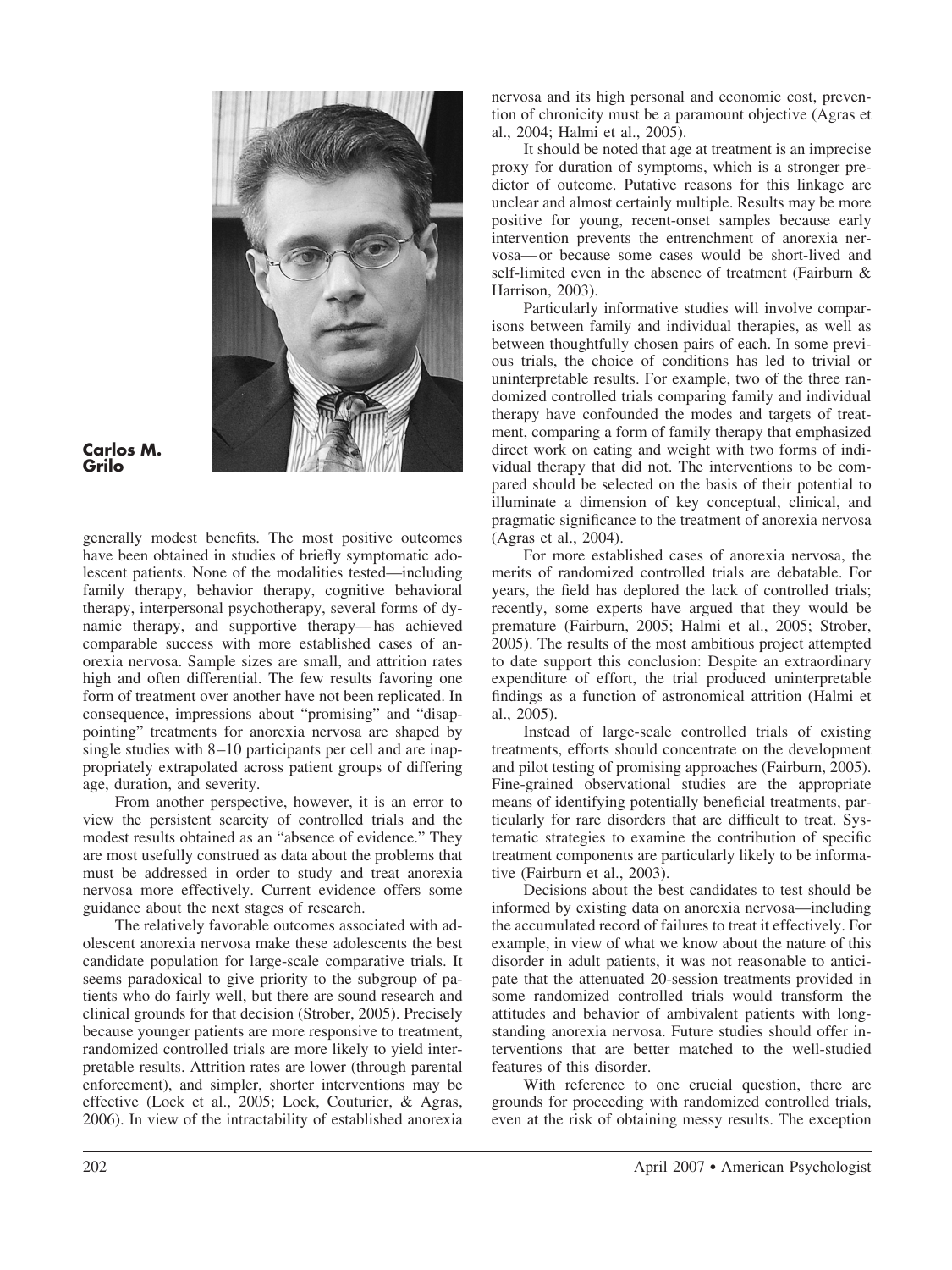**Carlos M. Grilo**

generally modest benefits. The most positive outcomes have been obtained in studies of briefly symptomatic adolescent patients. None of the modalities tested—including family therapy, behavior therapy, cognitive behavioral therapy, interpersonal psychotherapy, several forms of dynamic therapy, and supportive therapy—has achieved comparable success with more established cases of anorexia nervosa. Sample sizes are small, and attrition rates high and often differential. The few results favoring one form of treatment over another have not been replicated. In consequence, impressions about "promising" and "disappointing" treatments for anorexia nervosa are shaped by single studies with 8–10 participants per cell and are inappropriately extrapolated across patient groups of differing age, duration, and severity.

From another perspective, however, it is an error to view the persistent scarcity of controlled trials and the modest results obtained as an "absence of evidence." They are most usefully construed as data about the problems that must be addressed in order to study and treat anorexia nervosa more effectively. Current evidence offers some guidance about the next stages of research.

The relatively favorable outcomes associated with adolescent anorexia nervosa make these adolescents the best candidate population for large-scale comparative trials. It seems paradoxical to give priority to the subgroup of patients who do fairly well, but there are sound research and clinical grounds for that decision (Strober, 2005). Precisely because younger patients are more responsive to treatment, randomized controlled trials are more likely to yield interpretable results. Attrition rates are lower (through parental enforcement), and simpler, shorter interventions may be effective (Lock et al., 2005; Lock, Couturier, & Agras, 2006). In view of the intractability of established anorexia nervosa and its high personal and economic cost, prevention of chronicity must be a paramount objective (Agras et al., 2004; Halmi et al., 2005).

It should be noted that age at treatment is an imprecise proxy for duration of symptoms, which is a stronger predictor of outcome. Putative reasons for this linkage are unclear and almost certainly multiple. Results may be more positive for young, recent-onset samples because early intervention prevents the entrenchment of anorexia nervosa—or because some cases would be short-lived and self-limited even in the absence of treatment (Fairburn & Harrison, 2003).

Particularly informative studies will involve comparisons between family and individual therapies, as well as between thoughtfully chosen pairs of each. In some previous trials, the choice of conditions has led to trivial or uninterpretable results. For example, two of the three randomized controlled trials comparing family and individual therapy have confounded the modes and targets of treatment, comparing a form of family therapy that emphasized direct work on eating and weight with two forms of individual therapy that did not. The interventions to be compared should be selected on the basis of their potential to illuminate a dimension of key conceptual, clinical, and pragmatic significance to the treatment of anorexia nervosa (Agras et al., 2004).

For more established cases of anorexia nervosa, the merits of randomized controlled trials are debatable. For years, the field has deplored the lack of controlled trials; recently, some experts have argued that they would be premature (Fairburn, 2005; Halmi et al., 2005; Strober, 2005). The results of the most ambitious project attempted to date support this conclusion: Despite an extraordinary expenditure of effort, the trial produced uninterpretable findings as a function of astronomical attrition (Halmi et al., 2005).

Instead of large-scale controlled trials of existing treatments, efforts should concentrate on the development and pilot testing of promising approaches (Fairburn, 2005). Fine-grained observational studies are the appropriate means of identifying potentially beneficial treatments, particularly for rare disorders that are difficult to treat. Systematic strategies to examine the contribution of specific treatment components are particularly likely to be informative (Fairburn et al., 2003).

Decisions about the best candidates to test should be informed by existing data on anorexia nervosa—including the accumulated record of failures to treat it effectively. For example, in view of what we know about the nature of this disorder in adult patients, it was not reasonable to anticipate that the attenuated 20-session treatments provided in some randomized controlled trials would transform the attitudes and behavior of ambivalent patients with longstanding anorexia nervosa. Future studies should offer interventions that are better matched to the well-studied features of this disorder.

With reference to one crucial question, there are grounds for proceeding with randomized controlled trials, even at the risk of obtaining messy results. The exception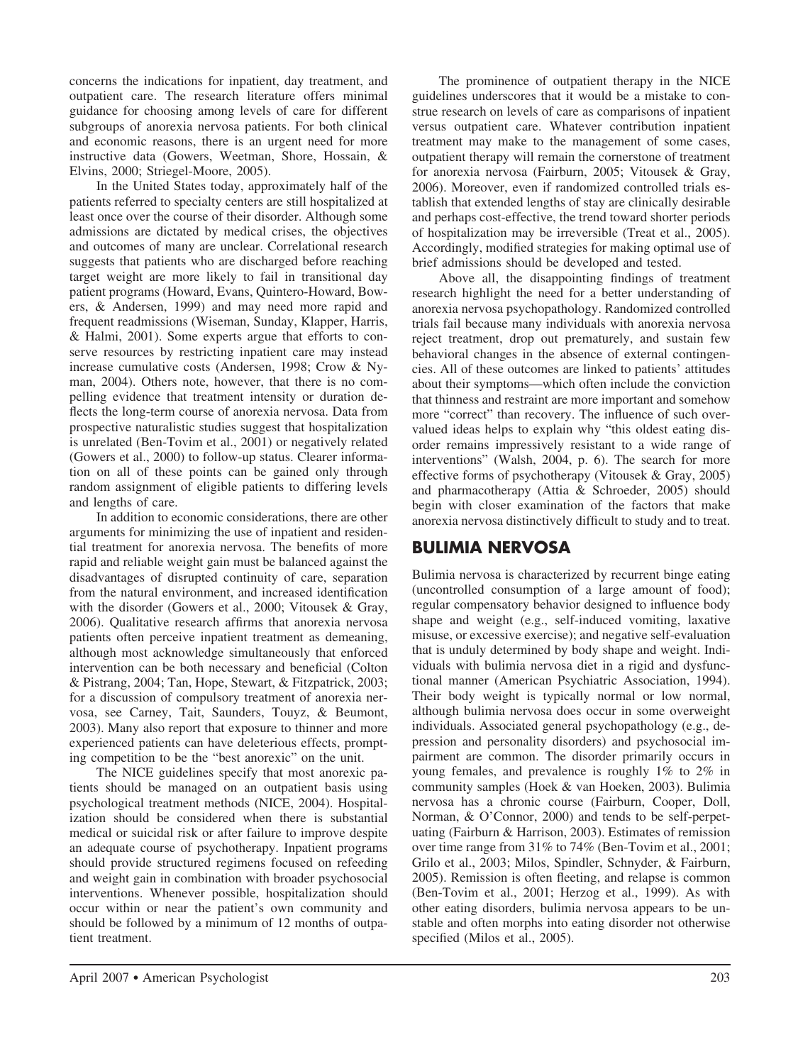concerns the indications for inpatient, day treatment, and outpatient care. The research literature offers minimal guidance for choosing among levels of care for different subgroups of anorexia nervosa patients. For both clinical and economic reasons, there is an urgent need for more instructive data (Gowers, Weetman, Shore, Hossain, & Elvins, 2000; Striegel-Moore, 2005).

In the United States today, approximately half of the patients referred to specialty centers are still hospitalized at least once over the course of their disorder. Although some admissions are dictated by medical crises, the objectives and outcomes of many are unclear. Correlational research suggests that patients who are discharged before reaching target weight are more likely to fail in transitional day patient programs (Howard, Evans, Quintero-Howard, Bowers, & Andersen, 1999) and may need more rapid and frequent readmissions (Wiseman, Sunday, Klapper, Harris, & Halmi, 2001). Some experts argue that efforts to conserve resources by restricting inpatient care may instead increase cumulative costs (Andersen, 1998; Crow & Nyman, 2004). Others note, however, that there is no compelling evidence that treatment intensity or duration deflects the long-term course of anorexia nervosa. Data from prospective naturalistic studies suggest that hospitalization is unrelated (Ben-Tovim et al., 2001) or negatively related (Gowers et al., 2000) to follow-up status. Clearer information on all of these points can be gained only through random assignment of eligible patients to differing levels and lengths of care.

In addition to economic considerations, there are other arguments for minimizing the use of inpatient and residential treatment for anorexia nervosa. The benefits of more rapid and reliable weight gain must be balanced against the disadvantages of disrupted continuity of care, separation from the natural environment, and increased identification with the disorder (Gowers et al., 2000; Vitousek & Gray, 2006). Qualitative research affirms that anorexia nervosa patients often perceive inpatient treatment as demeaning, although most acknowledge simultaneously that enforced intervention can be both necessary and beneficial (Colton & Pistrang, 2004; Tan, Hope, Stewart, & Fitzpatrick, 2003; for a discussion of compulsory treatment of anorexia nervosa, see Carney, Tait, Saunders, Touyz, & Beumont, 2003). Many also report that exposure to thinner and more experienced patients can have deleterious effects, prompting competition to be the "best anorexic" on the unit.

The NICE guidelines specify that most anorexic patients should be managed on an outpatient basis using psychological treatment methods (NICE, 2004). Hospitalization should be considered when there is substantial medical or suicidal risk or after failure to improve despite an adequate course of psychotherapy. Inpatient programs should provide structured regimens focused on refeeding and weight gain in combination with broader psychosocial interventions. Whenever possible, hospitalization should occur within or near the patient's own community and should be followed by a minimum of 12 months of outpatient treatment.

The prominence of outpatient therapy in the NICE guidelines underscores that it would be a mistake to construe research on levels of care as comparisons of inpatient versus outpatient care. Whatever contribution inpatient treatment may make to the management of some cases, outpatient therapy will remain the cornerstone of treatment for anorexia nervosa (Fairburn, 2005; Vitousek & Gray, 2006). Moreover, even if randomized controlled trials establish that extended lengths of stay are clinically desirable and perhaps cost-effective, the trend toward shorter periods of hospitalization may be irreversible (Treat et al., 2005). Accordingly, modified strategies for making optimal use of brief admissions should be developed and tested.

Above all, the disappointing findings of treatment research highlight the need for a better understanding of anorexia nervosa psychopathology. Randomized controlled trials fail because many individuals with anorexia nervosa reject treatment, drop out prematurely, and sustain few behavioral changes in the absence of external contingencies. All of these outcomes are linked to patients' attitudes about their symptoms—which often include the conviction that thinness and restraint are more important and somehow more "correct" than recovery. The influence of such overvalued ideas helps to explain why "this oldest eating disorder remains impressively resistant to a wide range of interventions" (Walsh, 2004, p. 6). The search for more effective forms of psychotherapy (Vitousek & Gray, 2005) and pharmacotherapy (Attia & Schroeder, 2005) should begin with closer examination of the factors that make anorexia nervosa distinctively difficult to study and to treat.

## BULIMIA NERVOSA

Bulimia nervosa is characterized by recurrent binge eating (uncontrolled consumption of a large amount of food); regular compensatory behavior designed to influence body shape and weight (e.g., self-induced vomiting, laxative misuse, or excessive exercise); and negative self-evaluation that is unduly determined by body shape and weight. Individuals with bulimia nervosa diet in a rigid and dysfunctional manner (American Psychiatric Association, 1994). Their body weight is typically normal or low normal, although bulimia nervosa does occur in some overweight individuals. Associated general psychopathology (e.g., depression and personality disorders) and psychosocial impairment are common. The disorder primarily occurs in young females, and prevalence is roughly 1% to 2% in community samples (Hoek & van Hoeken, 2003). Bulimia nervosa has a chronic course (Fairburn, Cooper, Doll, Norman, & O'Connor, 2000) and tends to be self-perpetuating (Fairburn & Harrison, 2003). Estimates of remission over time range from 31% to 74% (Ben-Tovim et al., 2001; Grilo et al., 2003; Milos, Spindler, Schnyder, & Fairburn, 2005). Remission is often fleeting, and relapse is common (Ben-Tovim et al., 2001; Herzog et al., 1999). As with other eating disorders, bulimia nervosa appears to be unstable and often morphs into eating disorder not otherwise specified (Milos et al., 2005).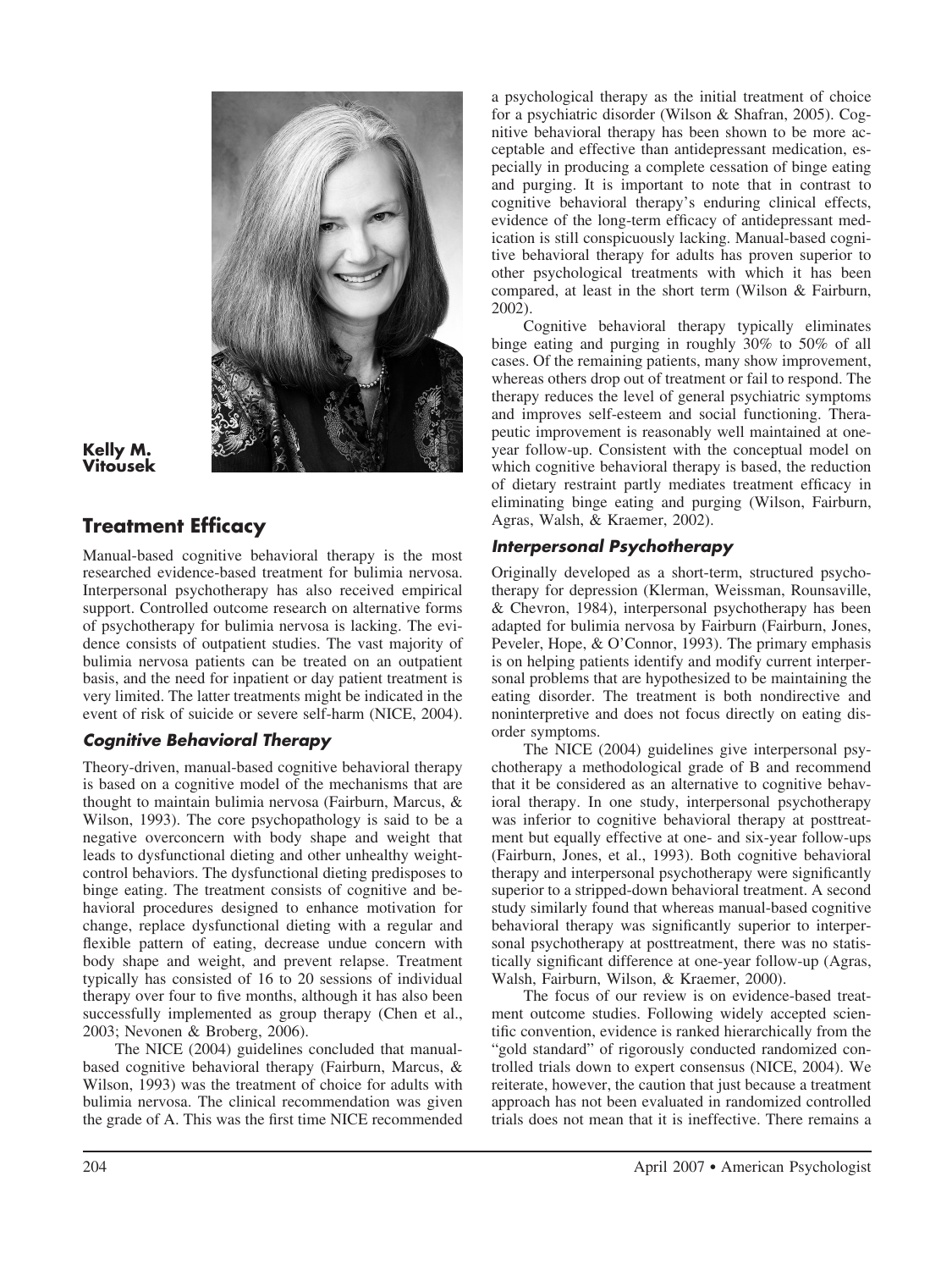**Kelly M. Vitousek**

## Treatment Efficacy

Manual-based cognitive behavioral therapy is the most researched evidence-based treatment for bulimia nervosa. Interpersonal psychotherapy has also received empirical support. Controlled outcome research on alternative forms of psychotherapy for bulimia nervosa is lacking. The evidence consists of outpatient studies. The vast majority of bulimia nervosa patients can be treated on an outpatient basis, and the need for inpatient or day patient treatment is very limited. The latter treatments might be indicated in the event of risk of suicide or severe self-harm (NICE, 2004).

### *Cognitive Behavioral Therapy*

Theory-driven, manual-based cognitive behavioral therapy is based on a cognitive model of the mechanisms that are thought to maintain bulimia nervosa (Fairburn, Marcus, & Wilson, 1993). The core psychopathology is said to be a negative overconcern with body shape and weight that leads to dysfunctional dieting and other unhealthy weight-control behaviors. The dysfunctional dieting predisposes to binge eating. The treatment consists of cognitive and behavioral procedures designed to enhance motivation for change, replace dysfunctional dieting with a regular and flexible pattern of eating, decrease undue concern with body shape and weight, and prevent relapse. Treatment typically has consisted of 16 to 20 sessions of individual therapy over four to five months, although it has also been successfully implemented as group therapy (Chen et al., 2003; Nevonen & Broberg, 2006).

The NICE (2004) guidelines concluded that manual-based cognitive behavioral therapy (Fairburn, Marcus, & Wilson, 1993) was the treatment of choice for adults with bulimia nervosa. The clinical recommendation was given the grade of A. This was the first time NICE recommended a psychological therapy as the initial treatment of choice for a psychiatric disorder (Wilson & Shafran, 2005). Cognitive behavioral therapy has been shown to be more acceptable and effective than antidepressant medication, especially in producing a complete cessation of binge eating and purging. It is important to note that in contrast to cognitive behavioral therapy's enduring clinical effects, evidence of the long-term efficacy of antidepressant medication is still conspicuously lacking. Manual-based cognitive behavioral therapy for adults has proven superior to other psychological treatments with which it has been compared, at least in the short term (Wilson & Fairburn, 2002).

Cognitive behavioral therapy typically eliminates binge eating and purging in roughly 30% to 50% of all cases. Of the remaining patients, many show improvement, whereas others drop out of treatment or fail to respond. The therapy reduces the level of general psychiatric symptoms and improves self-esteem and social functioning. Therapeutic improvement is reasonably well maintained at one-year follow-up. Consistent with the conceptual model on which cognitive behavioral therapy is based, the reduction of dietary restraint partly mediates treatment efficacy in eliminating binge eating and purging (Wilson, Fairburn, Agras, Walsh, & Kraemer, 2002).

### *Interpersonal Psychotherapy*

Originally developed as a short-term, structured psychotherapy for depression (Klerman, Weissman, Rounsaville, & Chevron, 1984), interpersonal psychotherapy has been adapted for bulimia nervosa by Fairburn (Fairburn, Jones, Peveler, Hope, & O'Connor, 1993). The primary emphasis is on helping patients identify and modify current interpersonal problems that are hypothesized to be maintaining the eating disorder. The treatment is both nondirective and noninterpretive and does not focus directly on eating disorder symptoms.

The NICE (2004) guidelines give interpersonal psychotherapy a methodological grade of B and recommend that it be considered as an alternative to cognitive behavioral therapy. In one study, interpersonal psychotherapy was inferior to cognitive behavioral therapy at posttreatment but equally effective at one- and six-year follow-ups (Fairburn, Jones, et al., 1993). Both cognitive behavioral therapy and interpersonal psychotherapy were significantly superior to a stripped-down behavioral treatment. A second study similarly found that whereas manual-based cognitive behavioral therapy was significantly superior to interpersonal psychotherapy at posttreatment, there was no statistically significant difference at one-year follow-up (Agras, Walsh, Fairburn, Wilson, & Kraemer, 2000).

The focus of our review is on evidence-based treatment outcome studies. Following widely accepted scientific convention, evidence is ranked hierarchically from the "gold standard" of rigorously conducted randomized controlled trials down to expert consensus (NICE, 2004). We reiterate, however, the caution that just because a treatment approach has not been evaluated in randomized controlled trials does not mean that it is ineffective. There remains a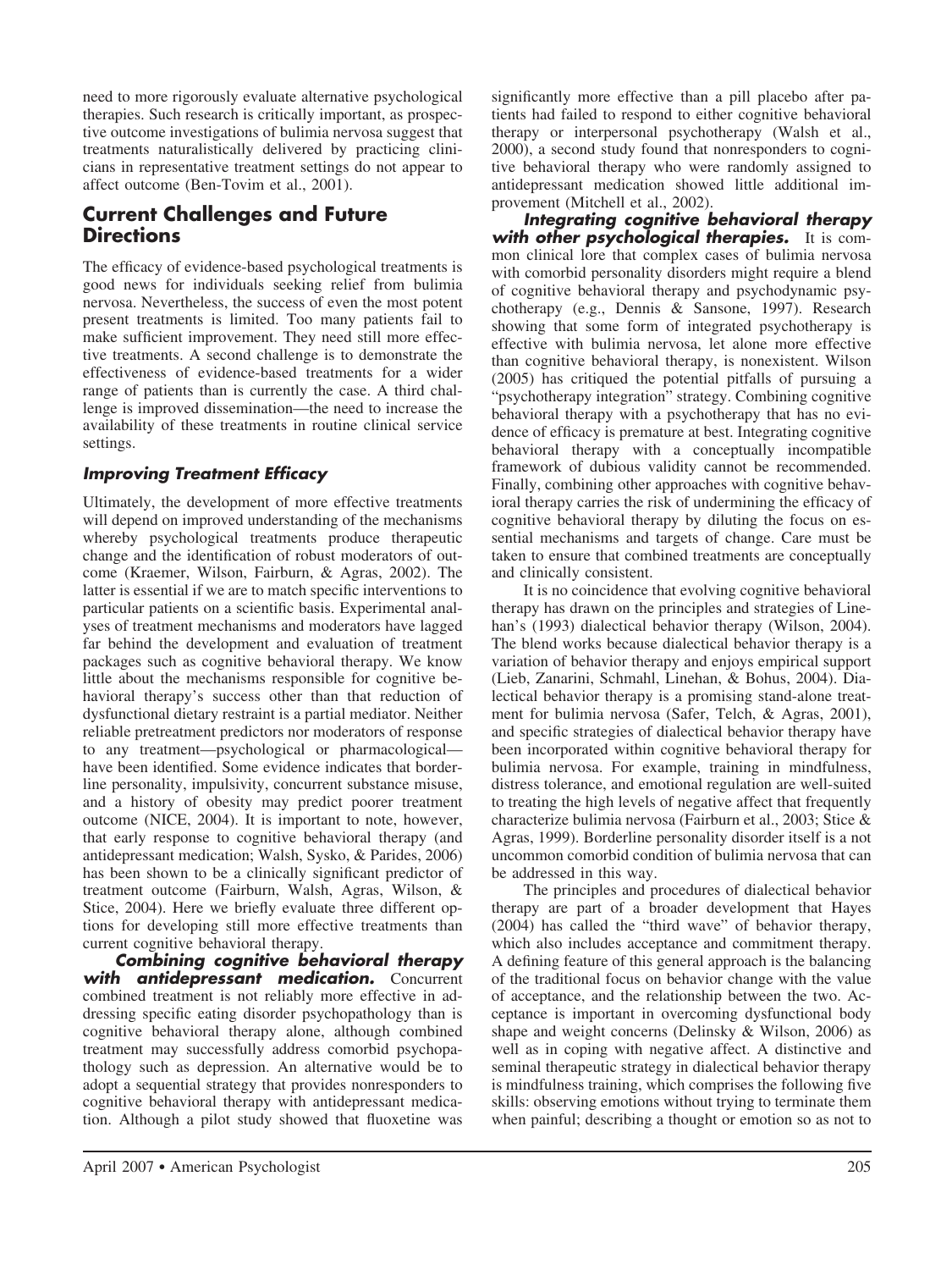need to more rigorously evaluate alternative psychological therapies. Such research is critically important, as prospective outcome investigations of bulimia nervosa suggest that treatments naturalistically delivered by practicing clinicians in representative treatment settings do not appear to affect outcome (Ben-Tovim et al., 2001).

## Current Challenges and Future Directions

The efficacy of evidence-based psychological treatments is good news for individuals seeking relief from bulimia nervosa. Nevertheless, the success of even the most potent present treatments is limited. Too many patients fail to make sufficient improvement. They need still more effective treatments. A second challenge is to demonstrate the effectiveness of evidence-based treatments for a wider range of patients than is currently the case. A third challenge is improved dissemination—the need to increase the availability of these treatments in routine clinical service settings.

### Improving Treatment Efficacy

Ultimately, the development of more effective treatments will depend on improved understanding of the mechanisms whereby psychological treatments produce therapeutic change and the identification of robust moderators of outcome (Kraemer, Wilson, Fairburn, & Agras, 2002). The latter is essential if we are to match specific interventions to particular patients on a scientific basis. Experimental analyses of treatment mechanisms and moderators have lagged far behind the development and evaluation of treatment packages such as cognitive behavioral therapy. We know little about the mechanisms responsible for cognitive behavioral therapy's success other than that reduction of dysfunctional dietary restraint is a partial mediator. Neither reliable pretreatment predictors nor moderators of response to any treatment—psychological or pharmacological—have been identified. Some evidence indicates that borderline personality, impulsivity, concurrent substance misuse, and a history of obesity may predict poorer treatment outcome (NICE, 2004). It is important to note, however, that early response to cognitive behavioral therapy (and antidepressant medication; Walsh, Sysko, & Parides, 2006) has been shown to be a clinically significant predictor of treatment outcome (Fairburn, Walsh, Agras, Wilson, & Stice, 2004). Here we briefly evaluate three different options for developing still more effective treatments than current cognitive behavioral therapy.

***Combining cognitive behavioral therapy with antidepressant medication.*** Concurrent combined treatment is not reliably more effective in addressing specific eating disorder psychopathology than is cognitive behavioral therapy alone, although combined treatment may successfully address comorbid psychopathology such as depression. An alternative would be to adopt a sequential strategy that provides nonresponders to cognitive behavioral therapy with antidepressant medication. Although a pilot study showed that fluoxetine was significantly more effective than a pill placebo after patients had failed to respond to either cognitive behavioral therapy or interpersonal psychotherapy (Walsh et al., 2000), a second study found that nonresponders to cognitive behavioral therapy who were randomly assigned to antidepressant medication showed little additional improvement (Mitchell et al., 2002).

***Integrating cognitive behavioral therapy with other psychological therapies.*** It is common clinical lore that complex cases of bulimia nervosa with comorbid personality disorders might require a blend of cognitive behavioral therapy and psychodynamic psychotherapy (e.g., Dennis & Sansone, 1997). Research showing that some form of integrated psychotherapy is effective with bulimia nervosa, let alone more effective than cognitive behavioral therapy, is nonexistent. Wilson (2005) has critiqued the potential pitfalls of pursuing a "psychotherapy integration" strategy. Combining cognitive behavioral therapy with a psychotherapy that has no evidence of efficacy is premature at best. Integrating cognitive behavioral therapy with a conceptually incompatible framework of dubious validity cannot be recommended. Finally, combining other approaches with cognitive behavioral therapy carries the risk of undermining the efficacy of cognitive behavioral therapy by diluting the focus on essential mechanisms and targets of change. Care must be taken to ensure that combined treatments are conceptually and clinically consistent.

It is no coincidence that evolving cognitive behavioral therapy has drawn on the principles and strategies of Linehan's (1993) dialectical behavior therapy (Wilson, 2004). The blend works because dialectical behavior therapy is a variation of behavior therapy and enjoys empirical support (Lieb, Zanarini, Schmahl, Linehan, & Bohus, 2004). Dialectical behavior therapy is a promising stand-alone treatment for bulimia nervosa (Safer, Telch, & Agras, 2001), and specific strategies of dialectical behavior therapy have been incorporated within cognitive behavioral therapy for bulimia nervosa. For example, training in mindfulness, distress tolerance, and emotional regulation are well-suited to treating the high levels of negative affect that frequently characterize bulimia nervosa (Fairburn et al., 2003; Stice & Agras, 1999). Borderline personality disorder itself is a not uncommon comorbid condition of bulimia nervosa that can be addressed in this way.

The principles and procedures of dialectical behavior therapy are part of a broader development that Hayes (2004) has called the "third wave" of behavior therapy, which also includes acceptance and commitment therapy. A defining feature of this general approach is the balancing of the traditional focus on behavior change with the value of acceptance, and the relationship between the two. Acceptance is important in overcoming dysfunctional body shape and weight concerns (Delinsky & Wilson, 2006) as well as in coping with negative affect. A distinctive and seminal therapeutic strategy in dialectical behavior therapy is mindfulness training, which comprises the following five skills: observing emotions without trying to terminate them when painful; describing a thought or emotion so as not to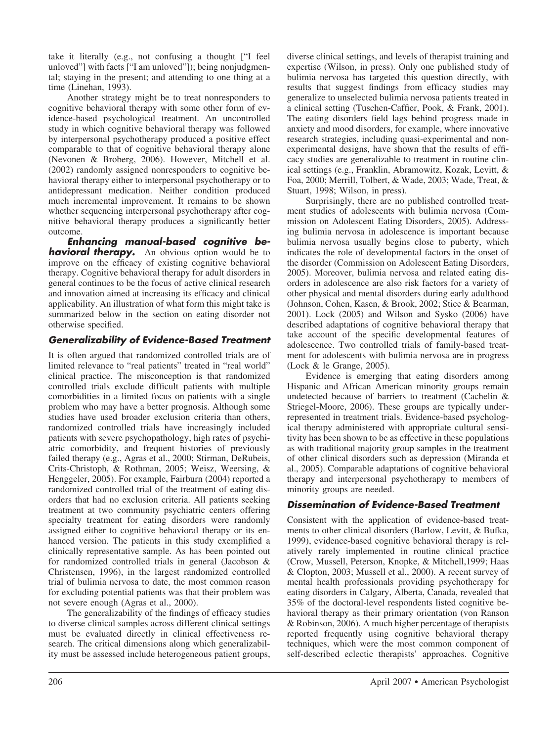take it literally (e.g., not confusing a thought ["I feel unloved"] with facts ["I am unloved"]); being nonjudgmental; staying in the present; and attending to one thing at a time (Linehan, 1993).

Another strategy might be to treat nonresponders to cognitive behavioral therapy with some other form of evidence-based psychological treatment. An uncontrolled study in which cognitive behavioral therapy was followed by interpersonal psychotherapy produced a positive effect comparable to that of cognitive behavioral therapy alone (Nevonen & Broberg, 2006). However, Mitchell et al. (2002) randomly assigned nonresponders to cognitive behavioral therapy either to interpersonal psychotherapy or to antidepressant medication. Neither condition produced much incremental improvement. It remains to be shown whether sequencing interpersonal psychotherapy after cognitive behavioral therapy produces a significantly better outcome.

***Enhancing manual-based cognitive behavioral therapy.*** An obvious option would be to improve on the efficacy of existing cognitive behavioral therapy. Cognitive behavioral therapy for adult disorders in general continues to be the focus of active clinical research and innovation aimed at increasing its efficacy and clinical applicability. An illustration of what form this might take is summarized below in the section on eating disorder not otherwise specified.

### Generalizability of Evidence-Based Treatment

It is often argued that randomized controlled trials are of limited relevance to "real patients" treated in "real world" clinical practice. The misconception is that randomized controlled trials exclude difficult patients with multiple comorbidities in a limited focus on patients with a single problem who may have a better prognosis. Although some studies have used broader exclusion criteria than others, randomized controlled trials have increasingly included patients with severe psychopathology, high rates of psychiatric comorbidity, and frequent histories of previously failed therapy (e.g., Agras et al., 2000; Stirman, DeRubeis, Crits-Christoph, & Rothman, 2005; Weisz, Weersing, & Henggeler, 2005). For example, Fairburn (2004) reported a randomized controlled trial of the treatment of eating disorders that had no exclusion criteria. All patients seeking treatment at two community psychiatric centers offering specialty treatment for eating disorders were randomly assigned either to cognitive behavioral therapy or its enhanced version. The patients in this study exemplified a clinically representative sample. As has been pointed out for randomized controlled trials in general (Jacobson & Christensen, 1996), in the largest randomized controlled trial of bulimia nervosa to date, the most common reason for excluding potential patients was that their problem was not severe enough (Agras et al., 2000).

The generalizability of the findings of efficacy studies to diverse clinical samples across different clinical settings must be evaluated directly in clinical effectiveness research. The critical dimensions along which generalizability must be assessed include heterogeneous patient groups, diverse clinical settings, and levels of therapist training and expertise (Wilson, in press). Only one published study of bulimia nervosa has targeted this question directly, with results that suggest findings from efficacy studies may generalize to unselected bulimia nervosa patients treated in a clinical setting (Tuschen-Caffier, Pook, & Frank, 2001). The eating disorders field lags behind progress made in anxiety and mood disorders, for example, where innovative research strategies, including quasi-experimental and nonexperimental designs, have shown that the results of efficacy studies are generalizable to treatment in routine clinical settings (e.g., Franklin, Abramowitz, Kozak, Levitt, & Foa, 2000; Merrill, Tolbert, & Wade, 2003; Wade, Treat, & Stuart, 1998; Wilson, in press).

Surprisingly, there are no published controlled treatment studies of adolescents with bulimia nervosa (Commission on Adolescent Eating Disorders, 2005). Addressing bulimia nervosa in adolescence is important because bulimia nervosa usually begins close to puberty, which indicates the role of developmental factors in the onset of the disorder (Commission on Adolescent Eating Disorders, 2005). Moreover, bulimia nervosa and related eating disorders in adolescence are also risk factors for a variety of other physical and mental disorders during early adulthood (Johnson, Cohen, Kasen, & Brook, 2002; Stice & Bearman, 2001). Lock (2005) and Wilson and Sysko (2006) have described adaptations of cognitive behavioral therapy that take account of the specific developmental features of adolescence. Two controlled trials of family-based treatment for adolescents with bulimia nervosa are in progress (Lock & le Grange, 2005).

Evidence is emerging that eating disorders among Hispanic and African American minority groups remain undetected because of barriers to treatment (Cachelin & Striegel-Moore, 2006). These groups are typically underrepresented in treatment trials. Evidence-based psychological therapy administered with appropriate cultural sensitivity has been shown to be as effective in these populations as with traditional majority group samples in the treatment of other clinical disorders such as depression (Miranda et al., 2005). Comparable adaptations of cognitive behavioral therapy and interpersonal psychotherapy to members of minority groups are needed.

### Dissemination of Evidence-Based Treatment

Consistent with the application of evidence-based treatments to other clinical disorders (Barlow, Levitt, & Bufka, 1999), evidence-based cognitive behavioral therapy is relatively rarely implemented in routine clinical practice (Crow, Mussell, Peterson, Knopke, & Mitchell,1999; Haas & Clopton, 2003; Mussell et al., 2000). A recent survey of mental health professionals providing psychotherapy for eating disorders in Calgary, Alberta, Canada, revealed that 35% of the doctoral-level respondents listed cognitive behavioral therapy as their primary orientation (von Ranson & Robinson, 2006). A much higher percentage of therapists reported frequently using cognitive behavioral therapy techniques, which were the most common component of self-described eclectic therapists' approaches. Cognitive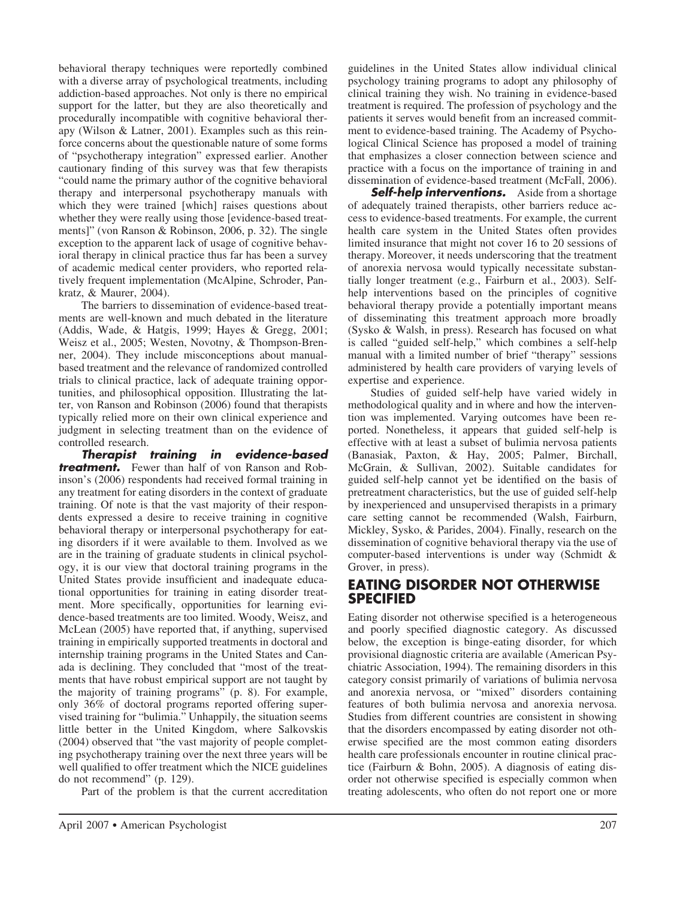behavioral therapy techniques were reportedly combined with a diverse array of psychological treatments, including addiction-based approaches. Not only is there no empirical support for the latter, but they are also theoretically and procedurally incompatible with cognitive behavioral therapy (Wilson & Latner, 2001). Examples such as this reinforce concerns about the questionable nature of some forms of "psychotherapy integration" expressed earlier. Another cautionary finding of this survey was that few therapists "could name the primary author of the cognitive behavioral therapy and interpersonal psychotherapy manuals with which they were trained [which] raises questions about whether they were really using those [evidence-based treatments]" (von Ranson & Robinson, 2006, p. 32). The single exception to the apparent lack of usage of cognitive behavioral therapy in clinical practice thus far has been a survey of academic medical center providers, who reported relatively frequent implementation (McAlpine, Schroder, Pankratz, & Maurer, 2004).

The barriers to dissemination of evidence-based treatments are well-known and much debated in the literature (Addis, Wade, & Hatgis, 1999; Hayes & Gregg, 2001; Weisz et al., 2005; Westen, Novotny, & Thompson-Brenner, 2004). They include misconceptions about manual-based treatment and the relevance of randomized controlled trials to clinical practice, lack of adequate training opportunities, and philosophical opposition. Illustrating the latter, von Ranson and Robinson (2006) found that therapists typically relied more on their own clinical experience and judgment in selecting treatment than on the evidence of controlled research.

***Therapist training in evidence-based treatment.*** Fewer than half of von Ranson and Robinson's (2006) respondents had received formal training in any treatment for eating disorders in the context of graduate training. Of note is that the vast majority of their respondents expressed a desire to receive training in cognitive behavioral therapy or interpersonal psychotherapy for eating disorders if it were available to them. Involved as we are in the training of graduate students in clinical psychology, it is our view that doctoral training programs in the United States provide insufficient and inadequate educational opportunities for training in eating disorder treatment. More specifically, opportunities for learning evidence-based treatments are too limited. Woody, Weisz, and McLean (2005) have reported that, if anything, supervised training in empirically supported treatments in doctoral and internship training programs in the United States and Canada is declining. They concluded that "most of the treatments that have robust empirical support are not taught by the majority of training programs" (p. 8). For example, only 36% of doctoral programs reported offering supervised training for "bulimia." Unhappily, the situation seems little better in the United Kingdom, where Salkovskis (2004) observed that "the vast majority of people completing psychotherapy training over the next three years will be well qualified to offer treatment which the NICE guidelines do not recommend" (p. 129).

Part of the problem is that the current accreditation guidelines in the United States allow individual clinical psychology training programs to adopt any philosophy of clinical training they wish. No training in evidence-based treatment is required. The profession of psychology and the patients it serves would benefit from an increased commitment to evidence-based training. The Academy of Psychological Clinical Science has proposed a model of training that emphasizes a closer connection between science and practice with a focus on the importance of training in and dissemination of evidence-based treatment (McFall, 2006).

***Self-help interventions.*** Aside from a shortage of adequately trained therapists, other barriers reduce access to evidence-based treatments. For example, the current health care system in the United States often provides limited insurance that might not cover 16 to 20 sessions of therapy. Moreover, it needs underscoring that the treatment of anorexia nervosa would typically necessitate substantially longer treatment (e.g., Fairburn et al., 2003). Self-help interventions based on the principles of cognitive behavioral therapy provide a potentially important means of disseminating this treatment approach more broadly (Sysko & Walsh, in press). Research has focused on what is called "guided self-help," which combines a self-help manual with a limited number of brief "therapy" sessions administered by health care providers of varying levels of expertise and experience.

Studies of guided self-help have varied widely in methodological quality and in where and how the intervention was implemented. Varying outcomes have been reported. Nonetheless, it appears that guided self-help is effective with at least a subset of bulimia nervosa patients (Banasiak, Paxton, & Hay, 2005; Palmer, Birchall, McGrain, & Sullivan, 2002). Suitable candidates for guided self-help cannot yet be identified on the basis of pretreatment characteristics, but the use of guided self-help by inexperienced and unsupervised therapists in a primary care setting cannot be recommended (Walsh, Fairburn, Mickley, Sysko, & Parides, 2004). Finally, research on the dissemination of cognitive behavioral therapy via the use of computer-based interventions is under way (Schmidt & Grover, in press).

## EATING DISORDER NOT OTHERWISE SPECIFIED

Eating disorder not otherwise specified is a heterogeneous and poorly specified diagnostic category. As discussed below, the exception is binge-eating disorder, for which provisional diagnostic criteria are available (American Psychiatric Association, 1994). The remaining disorders in this category consist primarily of variations of bulimia nervosa and anorexia nervosa, or "mixed" disorders containing features of both bulimia nervosa and anorexia nervosa. Studies from different countries are consistent in showing that the disorders encompassed by eating disorder not otherwise specified are the most common eating disorders health care professionals encounter in routine clinical practice (Fairburn & Bohn, 2005). A diagnosis of eating disorder not otherwise specified is especially common when treating adolescents, who often do not report one or more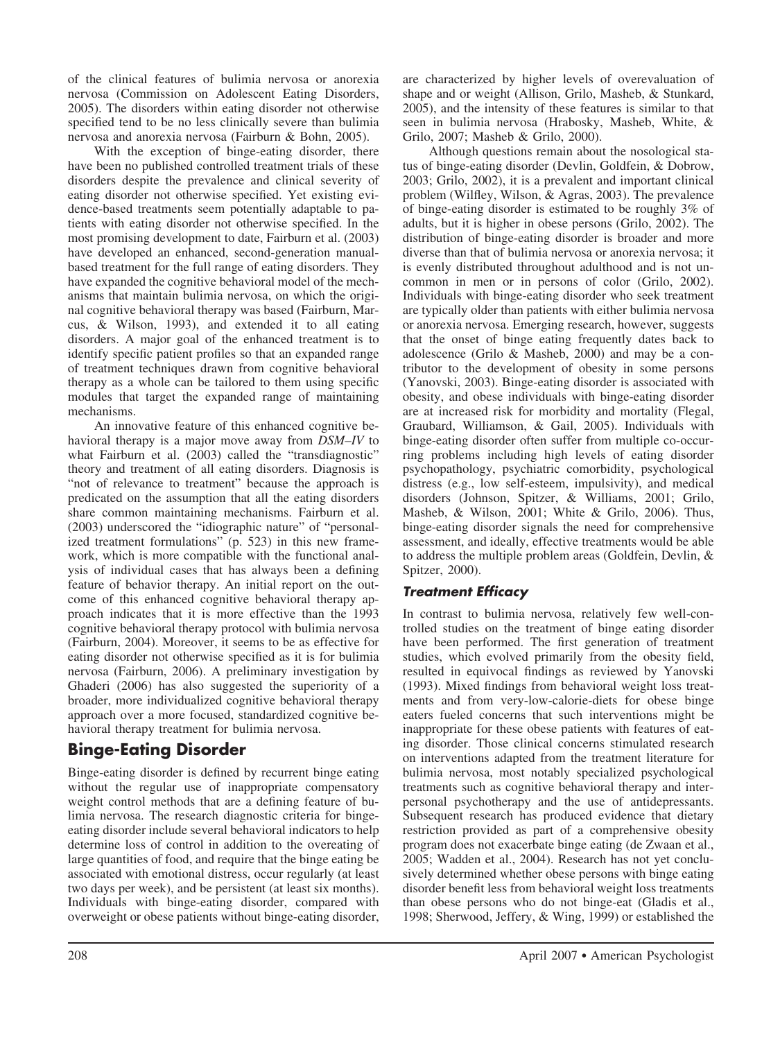of the clinical features of bulimia nervosa or anorexia nervosa (Commission on Adolescent Eating Disorders, 2005). The disorders within eating disorder not otherwise specified tend to be no less clinically severe than bulimia nervosa and anorexia nervosa (Fairburn & Bohn, 2005).

With the exception of binge-eating disorder, there have been no published controlled treatment trials of these disorders despite the prevalence and clinical severity of eating disorder not otherwise specified. Yet existing evidence-based treatments seem potentially adaptable to patients with eating disorder not otherwise specified. In the most promising development to date, Fairburn et al. (2003) have developed an enhanced, second-generation manual-based treatment for the full range of eating disorders. They have expanded the cognitive behavioral model of the mechanisms that maintain bulimia nervosa, on which the original cognitive behavioral therapy was based (Fairburn, Marcus, & Wilson, 1993), and extended it to all eating disorders. A major goal of the enhanced treatment is to identify specific patient profiles so that an expanded range of treatment techniques drawn from cognitive behavioral therapy as a whole can be tailored to them using specific modules that target the expanded range of maintaining mechanisms.

An innovative feature of this enhanced cognitive behavioral therapy is a major move away from *DSM–IV* to what Fairburn et al. (2003) called the "transdiagnostic" theory and treatment of all eating disorders. Diagnosis is "not of relevance to treatment" because the approach is predicated on the assumption that all the eating disorders share common maintaining mechanisms. Fairburn et al. (2003) underscored the "idiographic nature" of "personalized treatment formulations" (p. 523) in this new framework, which is more compatible with the functional analysis of individual cases that has always been a defining feature of behavior therapy. An initial report on the outcome of this enhanced cognitive behavioral therapy approach indicates that it is more effective than the 1993 cognitive behavioral therapy protocol with bulimia nervosa (Fairburn, 2004). Moreover, it seems to be as effective for eating disorder not otherwise specified as it is for bulimia nervosa (Fairburn, 2006). A preliminary investigation by Ghaderi (2006) has also suggested the superiority of a broader, more individualized cognitive behavioral therapy approach over a more focused, standardized cognitive behavioral therapy treatment for bulimia nervosa.

## Binge-Eating Disorder

Binge-eating disorder is defined by recurrent binge eating without the regular use of inappropriate compensatory weight control methods that are a defining feature of bulimia nervosa. The research diagnostic criteria for binge-eating disorder include several behavioral indicators to help determine loss of control in addition to the overeating of large quantities of food, and require that the binge eating be associated with emotional distress, occur regularly (at least two days per week), and be persistent (at least six months). Individuals with binge-eating disorder, compared with overweight or obese patients without binge-eating disorder, are characterized by higher levels of overevaluation of shape and or weight (Allison, Grilo, Masheb, & Stunkard, 2005), and the intensity of these features is similar to that seen in bulimia nervosa (Hrabosky, Masheb, White, & Grilo, 2007; Masheb & Grilo, 2000).

Although questions remain about the nosological status of binge-eating disorder (Devlin, Goldfein, & Dobrow, 2003; Grilo, 2002), it is a prevalent and important clinical problem (Wilfley, Wilson, & Agras, 2003). The prevalence of binge-eating disorder is estimated to be roughly 3% of adults, but it is higher in obese persons (Grilo, 2002). The distribution of binge-eating disorder is broader and more diverse than that of bulimia nervosa or anorexia nervosa; it is evenly distributed throughout adulthood and is not uncommon in men or in persons of color (Grilo, 2002). Individuals with binge-eating disorder who seek treatment are typically older than patients with either bulimia nervosa or anorexia nervosa. Emerging research, however, suggests that the onset of binge eating frequently dates back to adolescence (Grilo & Masheb, 2000) and may be a contributor to the development of obesity in some persons (Yanovski, 2003). Binge-eating disorder is associated with obesity, and obese individuals with binge-eating disorder are at increased risk for morbidity and mortality (Flegal, Graubard, Williamson, & Gail, 2005). Individuals with binge-eating disorder often suffer from multiple co-occurring problems including high levels of eating disorder psychopathology, psychiatric comorbidity, psychological distress (e.g., low self-esteem, impulsivity), and medical disorders (Johnson, Spitzer, & Williams, 2001; Grilo, Masheb, & Wilson, 2001; White & Grilo, 2006). Thus, binge-eating disorder signals the need for comprehensive assessment, and ideally, effective treatments would be able to address the multiple problem areas (Goldfein, Devlin, & Spitzer, 2000).

### Treatment Efficacy

In contrast to bulimia nervosa, relatively few well-controlled studies on the treatment of binge eating disorder have been performed. The first generation of treatment studies, which evolved primarily from the obesity field, resulted in equivocal findings as reviewed by Yanovski (1993). Mixed findings from behavioral weight loss treatments and from very-low-calorie-diets for obese binge eaters fueled concerns that such interventions might be inappropriate for these obese patients with features of eating disorder. Those clinical concerns stimulated research on interventions adapted from the treatment literature for bulimia nervosa, most notably specialized psychological treatments such as cognitive behavioral therapy and interpersonal psychotherapy and the use of antidepressants. Subsequent research has produced evidence that dietary restriction provided as part of a comprehensive obesity program does not exacerbate binge eating (de Zwaan et al., 2005; Wadden et al., 2004). Research has not yet conclusively determined whether obese persons with binge eating disorder benefit less from behavioral weight loss treatments than obese persons who do not binge-eat (Gladis et al., 1998; Sherwood, Jeffery, & Wing, 1999) or established the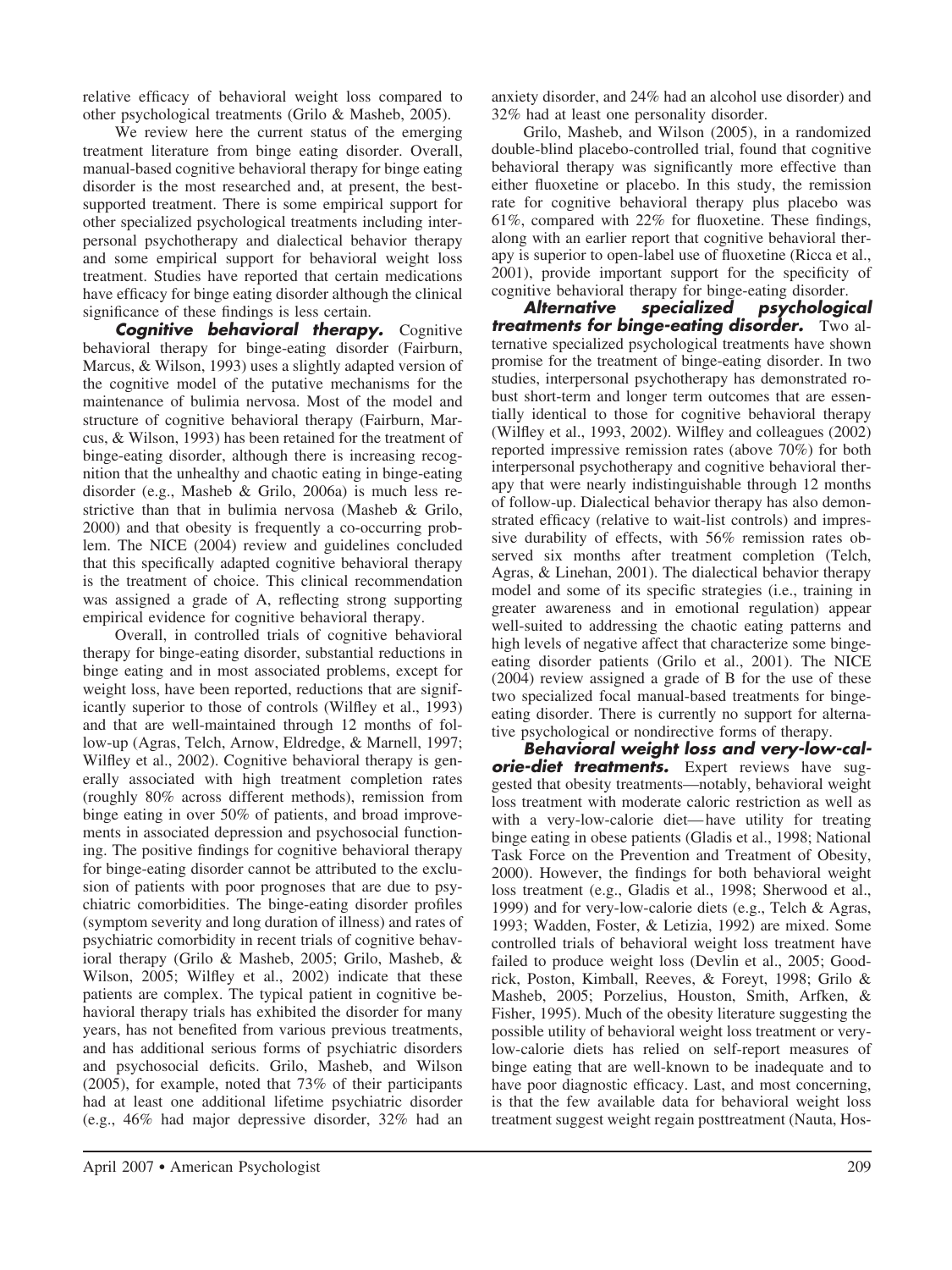relative efficacy of behavioral weight loss compared to other psychological treatments (Grilo & Masheb, 2005).

We review here the current status of the emerging treatment literature from binge eating disorder. Overall, manual-based cognitive behavioral therapy for binge eating disorder is the most researched and, at present, the best-supported treatment. There is some empirical support for other specialized psychological treatments including interpersonal psychotherapy and dialectical behavior therapy and some empirical support for behavioral weight loss treatment. Studies have reported that certain medications have efficacy for binge eating disorder although the clinical significance of these findings is less certain.

***Cognitive behavioral therapy.*** Cognitive behavioral therapy for binge-eating disorder (Fairburn, Marcus, & Wilson, 1993) uses a slightly adapted version of the cognitive model of the putative mechanisms for the maintenance of bulimia nervosa. Most of the model and structure of cognitive behavioral therapy (Fairburn, Marcus, & Wilson, 1993) has been retained for the treatment of binge-eating disorder, although there is increasing recognition that the unhealthy and chaotic eating in binge-eating disorder (e.g., Masheb & Grilo, 2006a) is much less restrictive than that in bulimia nervosa (Masheb & Grilo, 2000) and that obesity is frequently a co-occurring problem. The NICE (2004) review and guidelines concluded that this specifically adapted cognitive behavioral therapy is the treatment of choice. This clinical recommendation was assigned a grade of A, reflecting strong supporting empirical evidence for cognitive behavioral therapy.

Overall, in controlled trials of cognitive behavioral therapy for binge-eating disorder, substantial reductions in binge eating and in most associated problems, except for weight loss, have been reported, reductions that are significantly superior to those of controls (Wilfley et al., 1993) and that are well-maintained through 12 months of follow-up (Agras, Telch, Arnow, Eldredge, & Marnell, 1997; Wilfley et al., 2002). Cognitive behavioral therapy is generally associated with high treatment completion rates (roughly 80% across different methods), remission from binge eating in over 50% of patients, and broad improvements in associated depression and psychosocial functioning. The positive findings for cognitive behavioral therapy for binge-eating disorder cannot be attributed to the exclusion of patients with poor prognoses that are due to psychiatric comorbidities. The binge-eating disorder profiles (symptom severity and long duration of illness) and rates of psychiatric comorbidity in recent trials of cognitive behavioral therapy (Grilo & Masheb, 2005; Grilo, Masheb, & Wilson, 2005; Wilfley et al., 2002) indicate that these patients are complex. The typical patient in cognitive behavioral therapy trials has exhibited the disorder for many years, has not benefited from various previous treatments, and has additional serious forms of psychiatric disorders and psychosocial deficits. Grilo, Masheb, and Wilson (2005), for example, noted that 73% of their participants had at least one additional lifetime psychiatric disorder (e.g., 46% had major depressive disorder, 32% had an anxiety disorder, and 24% had an alcohol use disorder) and 32% had at least one personality disorder.

Grilo, Masheb, and Wilson (2005), in a randomized double-blind placebo-controlled trial, found that cognitive behavioral therapy was significantly more effective than either fluoxetine or placebo. In this study, the remission rate for cognitive behavioral therapy plus placebo was 61%, compared with 22% for fluoxetine. These findings, along with an earlier report that cognitive behavioral therapy is superior to open-label use of fluoxetine (Ricca et al., 2001), provide important support for the specificity of cognitive behavioral therapy for binge-eating disorder.

***Alternative specialized psychological treatments for binge-eating disorder.*** Two alternative specialized psychological treatments have shown promise for the treatment of binge-eating disorder. In two studies, interpersonal psychotherapy has demonstrated robust short-term and longer term outcomes that are essentially identical to those for cognitive behavioral therapy (Wilfley et al., 1993, 2002). Wilfley and colleagues (2002) reported impressive remission rates (above 70%) for both interpersonal psychotherapy and cognitive behavioral therapy that were nearly indistinguishable through 12 months of follow-up. Dialectical behavior therapy has also demonstrated efficacy (relative to wait-list controls) and impressive durability of effects, with 56% remission rates observed six months after treatment completion (Telch, Agras, & Linehan, 2001). The dialectical behavior therapy model and some of its specific strategies (i.e., training in greater awareness and in emotional regulation) appear well-suited to addressing the chaotic eating patterns and high levels of negative affect that characterize some binge-eating disorder patients (Grilo et al., 2001). The NICE (2004) review assigned a grade of B for the use of these two specialized focal manual-based treatments for binge-eating disorder. There is currently no support for alternative psychological or nondirective forms of therapy.

***Behavioral weight loss and very-low-calorie-diet treatments.*** Expert reviews have suggested that obesity treatments—notably, behavioral weight loss treatment with moderate caloric restriction as well as with a very-low-calorie diet—have utility for treating binge eating in obese patients (Gladis et al., 1998; National Task Force on the Prevention and Treatment of Obesity, 2000). However, the findings for both behavioral weight loss treatment (e.g., Gladis et al., 1998; Sherwood et al., 1999) and for very-low-calorie diets (e.g., Telch & Agras, 1993; Wadden, Foster, & Letizia, 1992) are mixed. Some controlled trials of behavioral weight loss treatment have failed to produce weight loss (Devlin et al., 2005; Goodrick, Poston, Kimball, Reeves, & Foreyt, 1998; Grilo & Masheb, 2005; Porzelius, Houston, Smith, Arfken, & Fisher, 1995). Much of the obesity literature suggesting the possible utility of behavioral weight loss treatment or very-low-calorie diets has relied on self-report measures of binge eating that are well-known to be inadequate and to have poor diagnostic efficacy. Last, and most concerning, is that the few available data for behavioral weight loss treatment suggest weight regain posttreatment (Nauta, Hos-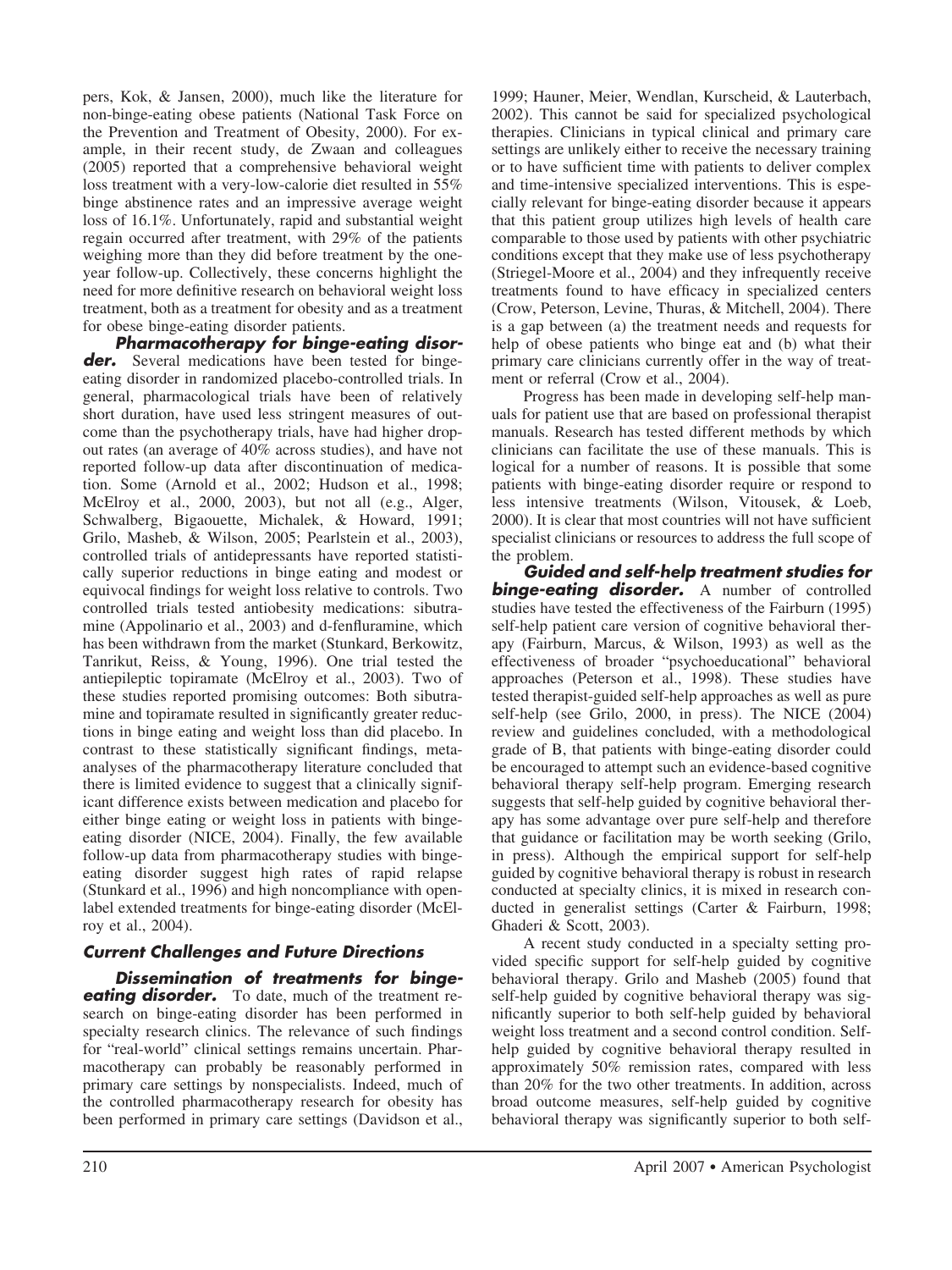pers, Kok, & Jansen, 2000), much like the literature for non-binge-eating obese patients (National Task Force on the Prevention and Treatment of Obesity, 2000). For example, in their recent study, de Zwaan and colleagues (2005) reported that a comprehensive behavioral weight loss treatment with a very-low-calorie diet resulted in 55% binge abstinence rates and an impressive average weight loss of 16.1%. Unfortunately, rapid and substantial weight regain occurred after treatment, with 29% of the patients weighing more than they did before treatment by the one-year follow-up. Collectively, these concerns highlight the need for more definitive research on behavioral weight loss treatment, both as a treatment for obesity and as a treatment for obese binge-eating disorder patients.

***Pharmacotherapy for binge-eating disorder.*** Several medications have been tested for binge-eating disorder in randomized placebo-controlled trials. In general, pharmacological trials have been of relatively short duration, have used less stringent measures of outcome than the psychotherapy trials, have had higher dropout rates (an average of 40% across studies), and have not reported follow-up data after discontinuation of medication. Some (Arnold et al., 2002; Hudson et al., 1998; McElroy et al., 2000, 2003), but not all (e.g., Alger, Schwalberg, Bigaouette, Michalek, & Howard, 1991; Grilo, Masheb, & Wilson, 2005; Pearlstein et al., 2003), controlled trials of antidepressants have reported statistically superior reductions in binge eating and modest or equivocal findings for weight loss relative to controls. Two controlled trials tested antiobesity medications: sibutramine (Appolinario et al., 2003) and d-fenfluramine, which has been withdrawn from the market (Stunkard, Berkowitz, Tanrikut, Reiss, & Young, 1996). One trial tested the antiepileptic topiramate (McElroy et al., 2003). Two of these studies reported promising outcomes: Both sibutramine and topiramate resulted in significantly greater reductions in binge eating and weight loss than did placebo. In contrast to these statistically significant findings, meta-analyses of the pharmacotherapy literature concluded that there is limited evidence to suggest that a clinically significant difference exists between medication and placebo for either binge eating or weight loss in patients with binge-eating disorder (NICE, 2004). Finally, the few available follow-up data from pharmacotherapy studies with binge-eating disorder suggest high rates of rapid relapse (Stunkard et al., 1996) and high noncompliance with open-label extended treatments for binge-eating disorder (McElroy et al., 2004).

### Current Challenges and Future Directions

***Dissemination of treatments for binge-eating disorder.*** To date, much of the treatment research on binge-eating disorder has been performed in specialty research clinics. The relevance of such findings for "real-world" clinical settings remains uncertain. Pharmacotherapy can probably be reasonably performed in primary care settings by nonspecialists. Indeed, much of the controlled pharmacotherapy research for obesity has been performed in primary care settings (Davidson et al., 1999; Hauner, Meier, Wendlan, Kurscheid, & Lauterbach, 2002). This cannot be said for specialized psychological therapies. Clinicians in typical clinical and primary care settings are unlikely either to receive the necessary training or to have sufficient time with patients to deliver complex and time-intensive specialized interventions. This is especially relevant for binge-eating disorder because it appears that this patient group utilizes high levels of health care comparable to those used by patients with other psychiatric conditions except that they make use of less psychotherapy (Striegel-Moore et al., 2004) and they infrequently receive treatments found to have efficacy in specialized centers (Crow, Peterson, Levine, Thuras, & Mitchell, 2004). There is a gap between (a) the treatment needs and requests for help of obese patients who binge eat and (b) what their primary care clinicians currently offer in the way of treatment or referral (Crow et al., 2004).

Progress has been made in developing self-help manuals for patient use that are based on professional therapist manuals. Research has tested different methods by which clinicians can facilitate the use of these manuals. This is logical for a number of reasons. It is possible that some patients with binge-eating disorder require or respond to less intensive treatments (Wilson, Vitousek, & Loeb, 2000). It is clear that most countries will not have sufficient specialist clinicians or resources to address the full scope of the problem.

***Guided and self-help treatment studies for binge-eating disorder.*** A number of controlled studies have tested the effectiveness of the Fairburn (1995) self-help patient care version of cognitive behavioral therapy (Fairburn, Marcus, & Wilson, 1993) as well as the effectiveness of broader "psychoeducational" behavioral approaches (Peterson et al., 1998). These studies have tested therapist-guided self-help approaches as well as pure self-help (see Grilo, 2000, in press). The NICE (2004) review and guidelines concluded, with a methodological grade of B, that patients with binge-eating disorder could be encouraged to attempt such an evidence-based cognitive behavioral therapy self-help program. Emerging research suggests that self-help guided by cognitive behavioral therapy has some advantage over pure self-help and therefore that guidance or facilitation may be worth seeking (Grilo, in press). Although the empirical support for self-help guided by cognitive behavioral therapy is robust in research conducted at specialty clinics, it is mixed in research conducted in generalist settings (Carter & Fairburn, 1998; Ghaderi & Scott, 2003).

A recent study conducted in a specialty setting provided specific support for self-help guided by cognitive behavioral therapy. Grilo and Masheb (2005) found that self-help guided by cognitive behavioral therapy was significantly superior to both self-help guided by behavioral weight loss treatment and a second control condition. Self-help guided by cognitive behavioral therapy resulted in approximately 50% remission rates, compared with less than 20% for the two other treatments. In addition, across broad outcome measures, self-help guided by cognitive behavioral therapy was significantly superior to both self-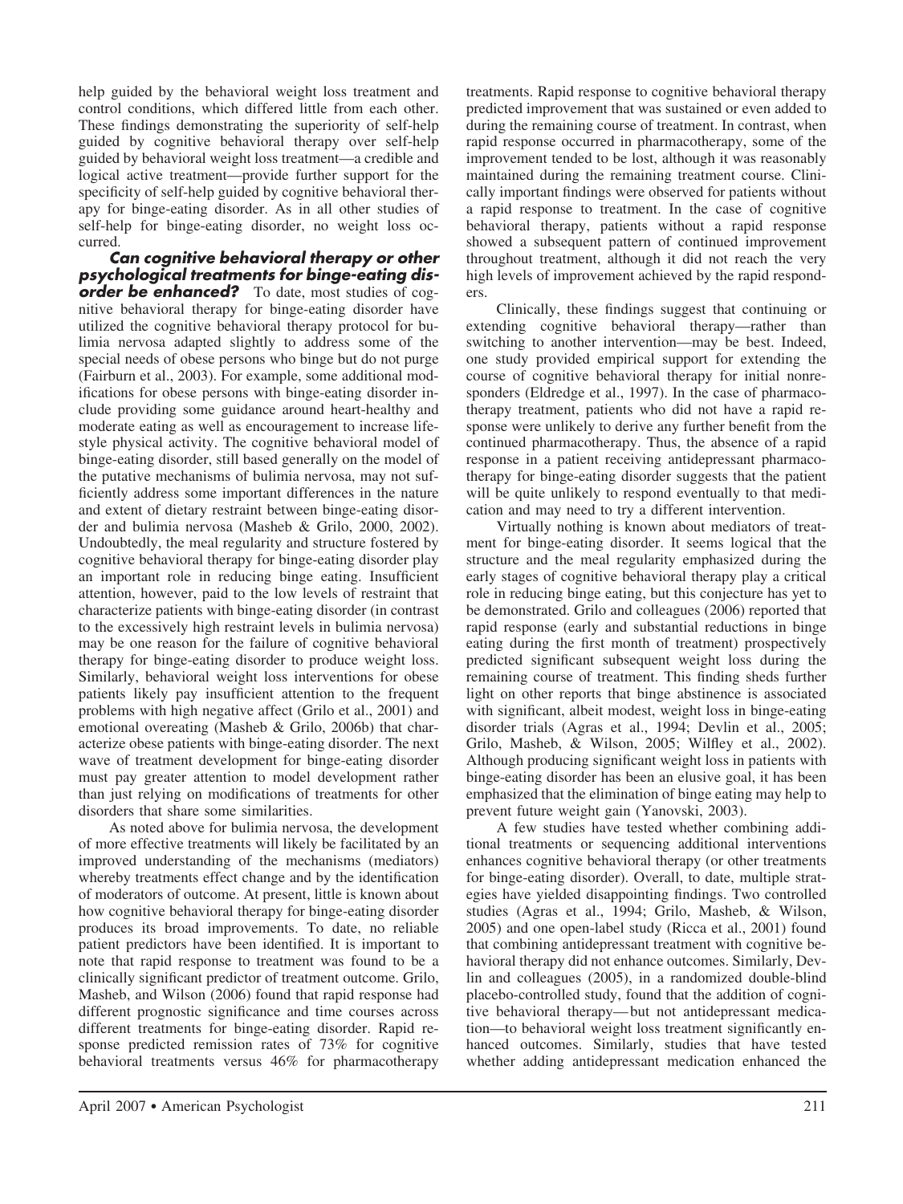help guided by the behavioral weight loss treatment and control conditions, which differed little from each other. These findings demonstrating the superiority of self-help guided by cognitive behavioral therapy over self-help guided by behavioral weight loss treatment—a credible and logical active treatment—provide further support for the specificity of self-help guided by cognitive behavioral therapy for binge-eating disorder. As in all other studies of self-help for binge-eating disorder, no weight loss occurred.

***Can cognitive behavioral therapy or other psychological treatments for binge-eating disorder be enhanced?*** To date, most studies of cognitive behavioral therapy for binge-eating disorder have utilized the cognitive behavioral therapy protocol for bulimia nervosa adapted slightly to address some of the special needs of obese persons who binge but do not purge (Fairburn et al., 2003). For example, some additional modifications for obese persons with binge-eating disorder include providing some guidance around heart-healthy and moderate eating as well as encouragement to increase lifestyle physical activity. The cognitive behavioral model of binge-eating disorder, still based generally on the model of the putative mechanisms of bulimia nervosa, may not sufficiently address some important differences in the nature and extent of dietary restraint between binge-eating disorder and bulimia nervosa (Masheb & Grilo, 2000, 2002). Undoubtedly, the meal regularity and structure fostered by cognitive behavioral therapy for binge-eating disorder play an important role in reducing binge eating. Insufficient attention, however, paid to the low levels of restraint that characterize patients with binge-eating disorder (in contrast to the excessively high restraint levels in bulimia nervosa) may be one reason for the failure of cognitive behavioral therapy for binge-eating disorder to produce weight loss. Similarly, behavioral weight loss interventions for obese patients likely pay insufficient attention to the frequent problems with high negative affect (Grilo et al., 2001) and emotional overeating (Masheb & Grilo, 2006b) that characterize obese patients with binge-eating disorder. The next wave of treatment development for binge-eating disorder must pay greater attention to model development rather than just relying on modifications of treatments for other disorders that share some similarities.

As noted above for bulimia nervosa, the development of more effective treatments will likely be facilitated by an improved understanding of the mechanisms (mediators) whereby treatments effect change and by the identification of moderators of outcome. At present, little is known about how cognitive behavioral therapy for binge-eating disorder produces its broad improvements. To date, no reliable patient predictors have been identified. It is important to note that rapid response to treatment was found to be a clinically significant predictor of treatment outcome. Grilo, Masheb, and Wilson (2006) found that rapid response had different prognostic significance and time courses across different treatments for binge-eating disorder. Rapid response predicted remission rates of 73% for cognitive behavioral treatments versus 46% for pharmacotherapy treatments. Rapid response to cognitive behavioral therapy predicted improvement that was sustained or even added to during the remaining course of treatment. In contrast, when rapid response occurred in pharmacotherapy, some of the improvement tended to be lost, although it was reasonably maintained during the remaining treatment course. Clinically important findings were observed for patients without a rapid response to treatment. In the case of cognitive behavioral therapy, patients without a rapid response showed a subsequent pattern of continued improvement throughout treatment, although it did not reach the very high levels of improvement achieved by the rapid responders.

Clinically, these findings suggest that continuing or extending cognitive behavioral therapy—rather than switching to another intervention—may be best. Indeed, one study provided empirical support for extending the course of cognitive behavioral therapy for initial nonresponders (Eldredge et al., 1997). In the case of pharmacotherapy treatment, patients who did not have a rapid response were unlikely to derive any further benefit from the continued pharmacotherapy. Thus, the absence of a rapid response in a patient receiving antidepressant pharmacotherapy for binge-eating disorder suggests that the patient will be quite unlikely to respond eventually to that medication and may need to try a different intervention.

Virtually nothing is known about mediators of treatment for binge-eating disorder. It seems logical that the structure and the meal regularity emphasized during the early stages of cognitive behavioral therapy play a critical role in reducing binge eating, but this conjecture has yet to be demonstrated. Grilo and colleagues (2006) reported that rapid response (early and substantial reductions in binge eating during the first month of treatment) prospectively predicted significant subsequent weight loss during the remaining course of treatment. This finding sheds further light on other reports that binge abstinence is associated with significant, albeit modest, weight loss in binge-eating disorder trials (Agras et al., 1994; Devlin et al., 2005; Grilo, Masheb, & Wilson, 2005; Wilfley et al., 2002). Although producing significant weight loss in patients with binge-eating disorder has been an elusive goal, it has been emphasized that the elimination of binge eating may help to prevent future weight gain (Yanovski, 2003).

A few studies have tested whether combining additional treatments or sequencing additional interventions enhances cognitive behavioral therapy (or other treatments for binge-eating disorder). Overall, to date, multiple strategies have yielded disappointing findings. Two controlled studies (Agras et al., 1994; Grilo, Masheb, & Wilson, 2005) and one open-label study (Ricca et al., 2001) found that combining antidepressant treatment with cognitive behavioral therapy did not enhance outcomes. Similarly, Devlin and colleagues (2005), in a randomized double-blind placebo-controlled study, found that the addition of cognitive behavioral therapy—but not antidepressant medication—to behavioral weight loss treatment significantly enhanced outcomes. Similarly, studies that have tested whether adding antidepressant medication enhanced the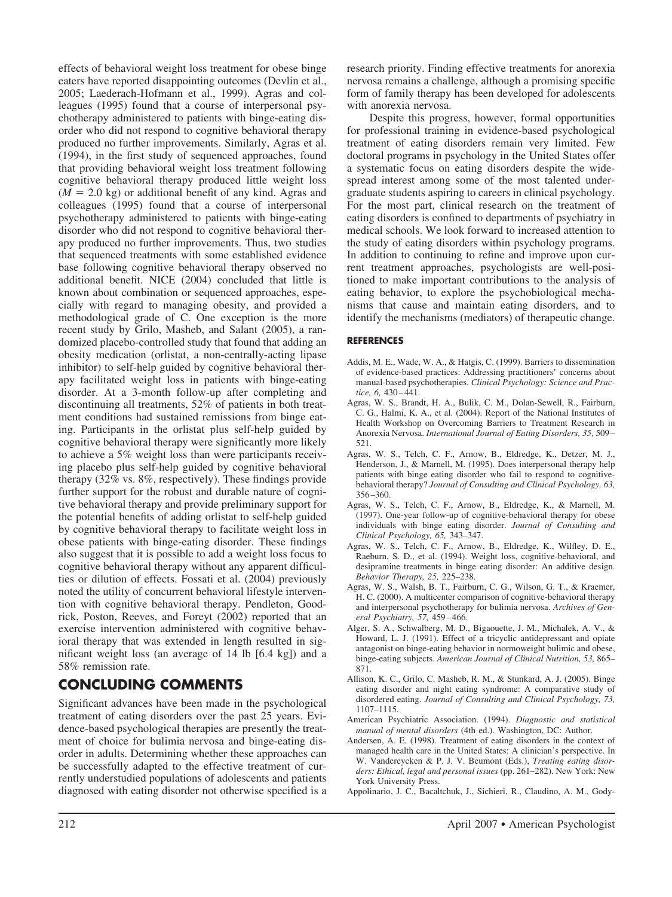effects of behavioral weight loss treatment for obese binge eaters have reported disappointing outcomes (Devlin et al., 2005; Laederach-Hofmann et al., 1999). Agras and colleagues (1995) found that a course of interpersonal psychotherapy administered to patients with binge-eating disorder who did not respond to cognitive behavioral therapy produced no further improvements. Similarly, Agras et al. (1994), in the first study of sequenced approaches, found that providing behavioral weight loss treatment following cognitive behavioral therapy produced little weight loss ($M = 2.0$ kg) or additional benefit of any kind. Agras and colleagues (1995) found that a course of interpersonal psychotherapy administered to patients with binge-eating disorder who did not respond to cognitive behavioral therapy produced no further improvements. Thus, two studies that sequenced treatments with some established evidence base following cognitive behavioral therapy observed no additional benefit. NICE (2004) concluded that little is known about combination or sequenced approaches, especially with regard to managing obesity, and provided a methodological grade of C. One exception is the more recent study by Grilo, Masheb, and Salant (2005), a randomized placebo-controlled study that found that adding an obesity medication (orlistat, a non-centrally-acting lipase inhibitor) to self-help guided by cognitive behavioral therapy facilitated weight loss in patients with binge-eating disorder. At a 3-month follow-up after completing and discontinuing all treatments, 52% of patients in both treatment conditions had sustained remissions from binge eating. Participants in the orlistat plus self-help guided by cognitive behavioral therapy were significantly more likely to achieve a 5% weight loss than were participants receiving placebo plus self-help guided by cognitive behavioral therapy (32% vs. 8%, respectively). These findings provide further support for the robust and durable nature of cognitive behavioral therapy and provide preliminary support for the potential benefits of adding orlistat to self-help guided by cognitive behavioral therapy to facilitate weight loss in obese patients with binge-eating disorder. These findings also suggest that it is possible to add a weight loss focus to cognitive behavioral therapy without any apparent difficulties or dilution of effects. Fossati et al. (2004) previously noted the utility of concurrent behavioral lifestyle intervention with cognitive behavioral therapy. Pendleton, Goodrick, Poston, Reeves, and Foreyt (2002) reported that an exercise intervention administered with cognitive behavioral therapy that was extended in length resulted in significant weight loss (an average of 14 lb [6.4 kg]) and a 58% remission rate.

## CONCLUDING COMMENTS

Significant advances have been made in the psychological treatment of eating disorders over the past 25 years. Evidence-based psychological therapies are presently the treatment of choice for bulimia nervosa and binge-eating disorder in adults. Determining whether these approaches can be successfully adapted to the effective treatment of currently understudied populations of adolescents and patients diagnosed with eating disorder not otherwise specified is a research priority. Finding effective treatments for anorexia nervosa remains a challenge, although a promising specific form of family therapy has been developed for adolescents with anorexia nervosa.

Despite this progress, however, formal opportunities for professional training in evidence-based psychological treatment of eating disorders remain very limited. Few doctoral programs in psychology in the United States offer a systematic focus on eating disorders despite the widespread interest among some of the most talented undergraduate students aspiring to careers in clinical psychology. For the most part, clinical research on the treatment of eating disorders is confined to departments of psychiatry in medical schools. We look forward to increased attention to the study of eating disorders within psychology programs. In addition to continuing to refine and improve upon current treatment approaches, psychologists are well-positioned to make important contributions to the analysis of eating behavior, to explore the psychobiological mechanisms that cause and maintain eating disorders, and to identify the mechanisms (mediators) of therapeutic change.

### REFERENCES

Addis, M. E., Wade, W. A., & Hatgis, C. (1999). Barriers to dissemination of evidence-based practices: Addressing practitioners' concerns about manual-based psychotherapies. *Clinical Psychology: Science and Practice, 6,* 430–441.

Agras, W. S., Brandt, H. A., Bulik, C. M., Dolan-Sewell, R., Fairburn, C. G., Halmi, K. A., et al. (2004). Report of the National Institutes of Health Workshop on Overcoming Barriers to Treatment Research in Anorexia Nervosa. *International Journal of Eating Disorders, 35,* 509–521.

Agras, W. S., Telch, C. F., Arnow, B., Eldredge, K., Detzer, M. J., Henderson, J., & Marnell, M. (1995). Does interpersonal therapy help patients with binge eating disorder who fail to respond to cognitive-behavioral therapy? *Journal of Consulting and Clinical Psychology, 63,* 356–360.

Agras, W. S., Telch, C. F., Arnow, B., Eldredge, K., & Marnell, M. (1997). One-year follow-up of cognitive-behavioral therapy for obese individuals with binge eating disorder. *Journal of Consulting and Clinical Psychology, 65,* 343–347.

Agras, W. S., Telch, C. F., Arnow, B., Eldredge, K., Wilfley, D. E., Raeburn, S. D., et al. (1994). Weight loss, cognitive-behavioral, and desipramine treatments in binge eating disorder: An additive design. *Behavior Therapy, 25,* 225–238.

Agras, W. S., Walsh, B. T., Fairburn, C. G., Wilson, G. T., & Kraemer, H. C. (2000). A multicenter comparison of cognitive-behavioral therapy and interpersonal psychotherapy for bulimia nervosa. *Archives of General Psychiatry, 57,* 459–466.

Alger, S. A., Schwalberg, M. D., Bigaouette, J. M., Michalek, A. V., & Howard, L. J. (1991). Effect of a tricyclic antidepressant and opiate antagonist on binge-eating behavior in normoweight bulimic and obese, binge-eating subjects. *American Journal of Clinical Nutrition, 53,* 865–871.

Allison, K. C., Grilo, C. Masheb, R. M., & Stunkard, A. J. (2005). Binge eating disorder and night eating syndrome: A comparative study of disordered eating. *Journal of Consulting and Clinical Psychology, 73,* 1107–1115.

American Psychiatric Association. (1994). *Diagnostic and statistical manual of mental disorders* (4th ed.). Washington, DC: Author.

Andersen, A. E. (1998). Treatment of eating disorders in the context of managed health care in the United States: A clinician's perspective. In W. Vandereycken & P. J. V. Beumont (Eds.), *Treating eating disorders: Ethical, legal and personal issues* (pp. 261–282). New York: New York University Press.

Appolinario, J. C., Bacaltchuk, J., Sichieri, R., Claudino, A. M., Gody-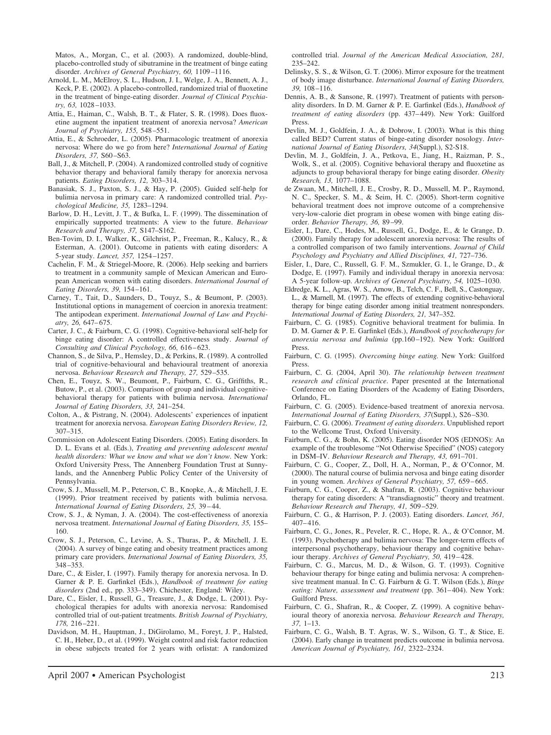Matos, A., Morgan, C., et al. (2003). A randomized, double-blind, placebo-controlled study of sibutramine in the treatment of binge eating disorder. *Archives of General Psychiatry, 60,* 1109–1116.

Arnold, L. M., McElroy, S. L., Hudson, J. I., Welge, J. A., Bennett, A. J., Keck, P. E. (2002). A placebo-controlled, randomized trial of fluoxetine in the treatment of binge-eating disorder. *Journal of Clinical Psychiatry, 63,* 1028–1033.

Attia, E., Haiman, C., Walsh, B. T., & Flater, S. R. (1998). Does fluoxetine augment the inpatient treatment of anorexia nervosa? *American Journal of Psychiatry, 155,* 548–551.

Attia, E., & Schroeder, L. (2005). Pharmacologic treatment of anorexia nervosa: Where do we go from here? *International Journal of Eating Disorders, 37,* S60–S63.

Ball, J., & Mitchell, P. (2004). A randomized controlled study of cognitive behavior therapy and behavioral family therapy for anorexia nervosa patients. *Eating Disorders, 12,* 303–314.

Banasiak, S. J., Paxton, S. J., & Hay, P. (2005). Guided self-help for bulimia nervosa in primary care: A randomized controlled trial. *Psychological Medicine, 35,* 1283–1294.

Barlow, D. H., Levitt, J. T., & Bufka, L. F. (1999). The dissemination of empirically supported treatments: A view to the future. *Behaviour Research and Therapy, 37,* S147–S162.

Ben-Tovim, D. I., Walker, K., Gilchrist, P., Freeman, R., Kalucy, R., & Esterman, A. (2001). Outcome in patients with eating disorders: A 5-year study. *Lancet, 357,* 1254–1257.

Cachelin, F. M., & Striegel-Moore, R. (2006). Help seeking and barriers to treatment in a community sample of Mexican American and European American women with eating disorders. *International Journal of Eating Disorders, 39,* 154–161.

Carney, T., Tait, D., Saunders, D., Touyz, S., & Beumont, P. (2003). Institutional options in management of coercion in anorexia treatment: The antipodean experiment. *International Journal of Law and Psychiatry, 26,* 647–675.

Carter, J. C., & Fairburn, C. G. (1998). Cognitive-behavioral self-help for binge eating disorder: A controlled effectiveness study. *Journal of Consulting and Clinical Psychology, 66,* 616–623.

Channon, S., de Silva, P., Hemsley, D., & Perkins, R. (1989). A controlled trial of cognitive-behavioural and behavioural treatment of anorexia nervosa. *Behaviour Research and Therapy, 27,* 529–535.

Chen, E., Touyz, S. W., Beumont, P., Fairburn, C. G., Griffiths, R., Butow, P., et al. (2003). Comparison of group and individual cognitive-behavioral therapy for patients with bulimia nervosa. *International Journal of Eating Disorders, 33,* 241–254.

Colton, A., & Pistrang, N. (2004). Adolescents' experiences of inpatient treatment for anorexia nervosa. *European Eating Disorders Review, 12,* 307–315.

Commission on Adolescent Eating Disorders. (2005). Eating disorders. In D. L. Evans et al. (Eds.), *Treating and preventing adolescent mental health disorders: What we know and what we don't know.* New York: Oxford University Press, The Annenberg Foundation Trust at Sunnylands, and the Annenberg Public Policy Center of the University of Pennsylvania.

Crow, S. J., Mussell, M. P., Peterson, C. B., Knopke, A., & Mitchell, J. E. (1999). Prior treatment received by patients with bulimia nervosa. *International Journal of Eating Disorders, 25,* 39–44.

Crow, S. J., & Nyman, J. A. (2004). The cost-effectiveness of anorexia nervosa treatment. *International Journal of Eating Disorders, 35,* 155–160.

Crow, S. J., Peterson, C., Levine, A. S., Thuras, P., & Mitchell, J. E. (2004). A survey of binge eating and obesity treatment practices among primary care providers. *International Journal of Eating Disorders, 35,* 348–353.

Dare, C., & Eisler, I. (1997). Family therapy for anorexia nervosa. In D. Garner & P. E. Garfinkel (Eds.), *Handbook of treatment for eating disorders* (2nd ed., pp. 333–349). Chichester, England: Wiley.

Dare, C., Eisler, I., Russell, G., Treasure, J., & Dodge, L. (2001). Psychological therapies for adults with anorexia nervosa: Randomised controlled trial of out-patient treatments. *British Journal of Psychiatry, 178,* 216–221.

Davidson, M. H., Hauptman, J., DiGirolamo, M., Foreyt, J. P., Halsted, C. H., Heber, D., et al. (1999). Weight control and risk factor reduction in obese subjects treated for 2 years with orlistat: A randomized controlled trial. *Journal of the American Medical Association, 281,* 235–242.

Delinsky, S. S., & Wilson, G. T. (2006). Mirror exposure for the treatment of body image disturbance. *International Journal of Eating Disorders, 39,* 108–116.

Dennis, A. B., & Sansone, R. (1997). Treatment of patients with personality disorders. In D. M. Garner & P. E. Garfinkel (Eds.), *Handbook of treatment of eating disorders* (pp. 437–449). New York: Guilford Press.

Devlin, M. J., Goldfein, J. A., & Dobrow, I. (2003). What is this thing called BED? Current status of binge-eating disorder nosology. *International Journal of Eating Disorders, 34*(Suppl.), S2-S18.

Devlin, M. J., Goldfein, J. A., Petkova, E., Jiang, H., Raizman, P. S., Wolk, S., et al. (2005). Cognitive behavioral therapy and fluoxetine as adjuncts to group behavioral therapy for binge eating disorder. *Obesity Research, 13,* 1077–1088.

de Zwaan, M., Mitchell, J. E., Crosby, R. D., Mussell, M. P., Raymond, N. C., Specker, S. M., & Seim, H. C. (2005). Short-term cognitive behavioral treatment does not improve outcome of a comprehensive very-low-calorie diet program in obese women with binge eating disorder. *Behavior Therapy, 36,* 89–99.

Eisler, I., Dare, C., Hodes, M., Russell, G., Dodge, E., & le Grange, D. (2000). Family therapy for adolescent anorexia nervosa: The results of a controlled comparison of two family interventions. *Journal of Child Psychology and Psychiatry and Allied Disciplines, 41,* 727–736.

Eisler, I., Dare, C., Russell, G. F. M., Szmukler, G. I., le Grange, D., & Dodge, E. (1997). Family and individual therapy in anorexia nervosa: A 5-year follow-up. *Archives of General Psychiatry, 54,* 1025–1030.

Eldredge, K. L., Agras, W. S., Arnow, B., Telch, C. F., Bell, S., Castonguay, L., & Marnell, M. (1997). The effects of extending cognitive-behavioral therapy for binge eating disorder among initial treatment nonresponders. *International Journal of Eating Disorders, 21,* 347–352.

Fairburn, C. G. (1985). Cognitive behavioral treatment for bulimia. In D. M. Garner & P. E. Garfinkel (Eds.), *Handbook of psychotherapy for anorexia nervosa and bulimia* (pp.160–192). New York: Guilford Press.

Fairburn, C. G. (1995). *Overcoming binge eating.* New York: Guilford Press.

Fairburn, C. G. (2004, April 30). *The relationship between treatment research and clinical practice*. Paper presented at the International Conference on Eating Disorders of the Academy of Eating Disorders, Orlando, FL.

Fairburn, C. G. (2005). Evidence-based treatment of anorexia nervosa. *International Journal of Eating Disorders, 37*(Suppl.), S26–S30.

Fairburn, C. G. (2006). *Treatment of eating disorders*. Unpublished report to the Wellcome Trust, Oxford University.

Fairburn, C. G., & Bohn, K. (2005). Eating disorder NOS (EDNOS): An example of the troublesome "Not Otherwise Specified" (NOS) category in DSM–IV. *Behaviour Research and Therapy, 43,* 691–701.

Fairburn, C. G., Cooper, Z., Doll, H. A., Norman, P., & O'Connor, M. (2000). The natural course of bulimia nervosa and binge eating disorder in young women. *Archives of General Psychiatry, 57,* 659–665.

Fairburn, C. G., Cooper, Z., & Shafran, R. (2003). Cognitive behaviour therapy for eating disorders: A "transdiagnostic" theory and treatment. *Behaviour Research and Therapy, 41,* 509–529.

Fairburn, C. G., & Harrison, P. J. (2003). Eating disorders. *Lancet, 361,* 407–416.

Fairburn, C. G., Jones, R., Peveler, R. C., Hope, R. A., & O'Connor, M. (1993). Psychotherapy and bulimia nervosa: The longer-term effects of interpersonal psychotherapy, behaviour therapy and cognitive behaviour therapy. *Archives of General Psychiatry, 50,* 419–428.

Fairburn, C. G., Marcus, M. D., & Wilson, G. T. (1993). Cognitive behaviour therapy for binge eating and bulimia nervosa: A comprehensive treatment manual. In C. G. Fairburn & G. T. Wilson (Eds.), *Binge eating: Nature, assessment and treatment* (pp. 361–404). New York: Guilford Press.

Fairburn, C. G., Shafran, R., & Cooper, Z. (1999). A cognitive behavioural theory of anorexia nervosa. *Behaviour Research and Therapy, 37,* 1–13.

Fairburn, C. G., Walsh, B. T. Agras, W. S., Wilson, G. T., & Stice, E. (2004). Early change in treatment predicts outcome in bulimia nervosa. *American Journal of Psychiatry, 161,* 2322–2324.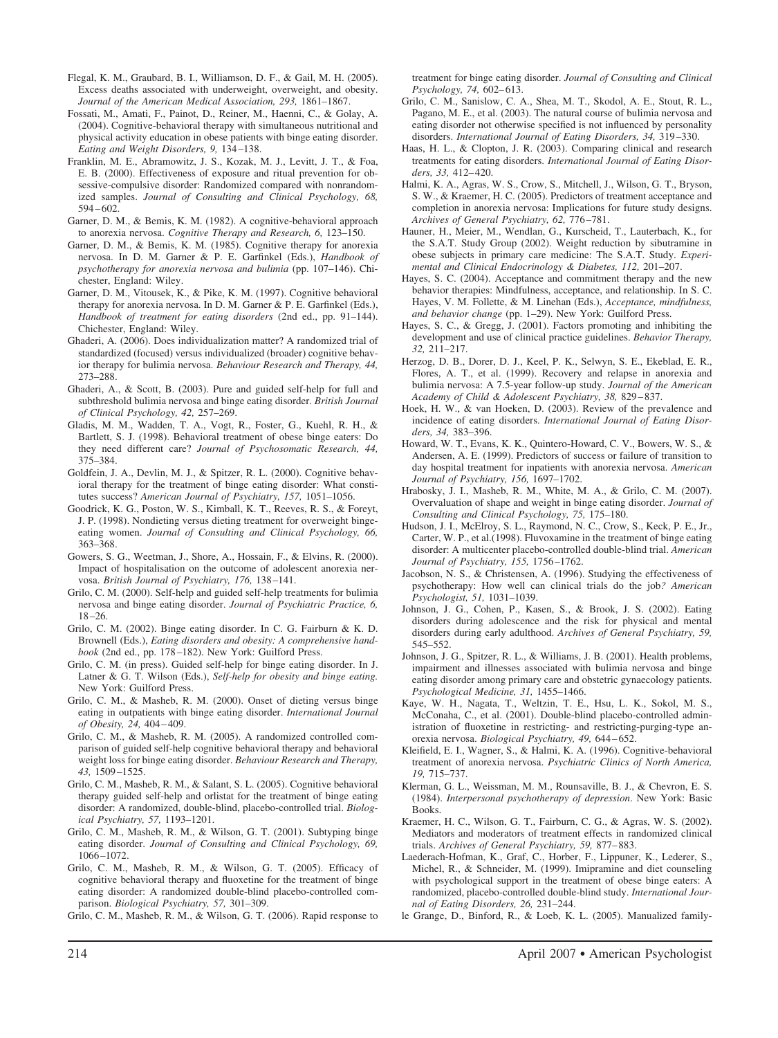Flegal, K. M., Graubard, B. I., Williamson, D. F., & Gail, M. H. (2005). Excess deaths associated with underweight, overweight, and obesity. *Journal of the American Medical Association, 293,* 1861–1867.

Fossati, M., Amati, F., Painot, D., Reiner, M., Haenni, C., & Golay, A. (2004). Cognitive-behavioral therapy with simultaneous nutritional and physical activity education in obese patients with binge eating disorder. *Eating and Weight Disorders, 9,* 134–138.

Franklin, M. E., Abramowitz, J. S., Kozak, M. J., Levitt, J. T., & Foa, E. B. (2000). Effectiveness of exposure and ritual prevention for obsessive-compulsive disorder: Randomized compared with nonrandomized samples. *Journal of Consulting and Clinical Psychology, 68,* 594–602.

Garner, D. M., & Bemis, K. M. (1982). A cognitive-behavioral approach to anorexia nervosa. *Cognitive Therapy and Research, 6,* 123–150.

Garner, D. M., & Bemis, K. M. (1985). Cognitive therapy for anorexia nervosa. In D. M. Garner & P. E. Garfinkel (Eds.), *Handbook of psychotherapy for anorexia nervosa and bulimia* (pp. 107–146). Chichester, England: Wiley.

Garner, D. M., Vitousek, K., & Pike, K. M. (1997). Cognitive behavioral therapy for anorexia nervosa. In D. M. Garner & P. E. Garfinkel (Eds.), *Handbook of treatment for eating disorders* (2nd ed., pp. 91–144). Chichester, England: Wiley.

Ghaderi, A. (2006). Does individualization matter? A randomized trial of standardized (focused) versus individualized (broader) cognitive behavior therapy for bulimia nervosa. *Behaviour Research and Therapy, 44,* 273–288.

Ghaderi, A., & Scott, B. (2003). Pure and guided self-help for full and subthreshold bulimia nervosa and binge eating disorder. *British Journal of Clinical Psychology, 42,* 257–269.

Gladis, M. M., Wadden, T. A., Vogt, R., Foster, G., Kuehl, R. H., & Bartlett, S. J. (1998). Behavioral treatment of obese binge eaters: Do they need different care? *Journal of Psychosomatic Research, 44,* 375–384.

Goldfein, J. A., Devlin, M. J., & Spitzer, R. L. (2000). Cognitive behavioral therapy for the treatment of binge eating disorder: What constitutes success? *American Journal of Psychiatry, 157,* 1051–1056.

Goodrick, K. G., Poston, W. S., Kimball, K. T., Reeves, R. S., & Foreyt, J. P. (1998). Nondieting versus dieting treatment for overweight binge-eating women. *Journal of Consulting and Clinical Psychology, 66,* 363–368.

Gowers, S. G., Weetman, J., Shore, A., Hossain, F., & Elvins, R. (2000). Impact of hospitalisation on the outcome of adolescent anorexia nervosa. *British Journal of Psychiatry, 176,* 138–141.

Grilo, C. M. (2000). Self-help and guided self-help treatments for bulimia nervosa and binge eating disorder. *Journal of Psychiatric Practice, 6,* 18–26.

Grilo, C. M. (2002). Binge eating disorder. In C. G. Fairburn & K. D. Brownell (Eds.), *Eating disorders and obesity: A comprehensive handbook* (2nd ed., pp. 178–182). New York: Guilford Press.

Grilo, C. M. (in press). Guided self-help for binge eating disorder. In J. Latner & G. T. Wilson (Eds.), *Self-help for obesity and binge eating.* New York: Guilford Press.

Grilo, C. M., & Masheb, R. M. (2000). Onset of dieting versus binge eating in outpatients with binge eating disorder. *International Journal of Obesity, 24,* 404–409.

Grilo, C. M., & Masheb, R. M. (2005). A randomized controlled comparison of guided self-help cognitive behavioral therapy and behavioral weight loss for binge eating disorder. *Behaviour Research and Therapy, 43,* 1509–1525.

Grilo, C. M., Masheb, R. M., & Salant, S. L. (2005). Cognitive behavioral therapy guided self-help and orlistat for the treatment of binge eating disorder: A randomized, double-blind, placebo-controlled trial. *Biological Psychiatry, 57,* 1193–1201.

Grilo, C. M., Masheb, R. M., & Wilson, G. T. (2001). Subtyping binge eating disorder. *Journal of Consulting and Clinical Psychology, 69,* 1066–1072.

Grilo, C. M., Masheb, R. M., & Wilson, G. T. (2005). Efficacy of cognitive behavioral therapy and fluoxetine for the treatment of binge eating disorder: A randomized double-blind placebo-controlled comparison. *Biological Psychiatry, 57,* 301–309.

Grilo, C. M., Masheb, R. M., & Wilson, G. T. (2006). Rapid response to treatment for binge eating disorder. *Journal of Consulting and Clinical Psychology, 74,* 602–613.

Grilo, C. M., Sanislow, C. A., Shea, M. T., Skodol, A. E., Stout, R. L., Pagano, M. E., et al. (2003). The natural course of bulimia nervosa and eating disorder not otherwise specified is not influenced by personality disorders. *International Journal of Eating Disorders, 34,* 319–330.

Haas, H. L., & Clopton, J. R. (2003). Comparing clinical and research treatments for eating disorders. *International Journal of Eating Disorders, 33,* 412–420.

Halmi, K. A., Agras, W. S., Crow, S., Mitchell, J., Wilson, G. T., Bryson, S. W., & Kraemer, H. C. (2005). Predictors of treatment acceptance and completion in anorexia nervosa: Implications for future study designs. *Archives of General Psychiatry, 62,* 776–781.

Hauner, H., Meier, M., Wendlan, G., Kurscheid, T., Lauterbach, K., for the S.A.T. Study Group (2002). Weight reduction by sibutramine in obese subjects in primary care medicine: The S.A.T. Study. *Experimental and Clinical Endocrinology & Diabetes, 112,* 201–207.

Hayes, S. C. (2004). Acceptance and commitment therapy and the new behavior therapies: Mindfulness, acceptance, and relationship. In S. C. Hayes, V. M. Follette, & M. Linehan (Eds.), *Acceptance, mindfulness, and behavior change* (pp. 1–29). New York: Guilford Press.

Hayes, S. C., & Gregg, J. (2001). Factors promoting and inhibiting the development and use of clinical practice guidelines. *Behavior Therapy, 32,* 211–217.

Herzog, D. B., Dorer, D. J., Keel, P. K., Selwyn, S. E., Ekeblad, E. R., Flores, A. T., et al. (1999). Recovery and relapse in anorexia and bulimia nervosa: A 7.5-year follow-up study. *Journal of the American Academy of Child & Adolescent Psychiatry, 38,* 829–837.

Hoek, H. W., & van Hoeken, D. (2003). Review of the prevalence and incidence of eating disorders. *International Journal of Eating Disorders, 34,* 383–396.

Howard, W. T., Evans, K. K., Quintero-Howard, C. V., Bowers, W. S., & Andersen, A. E. (1999). Predictors of success or failure of transition to day hospital treatment for inpatients with anorexia nervosa. *American Journal of Psychiatry, 156,* 1697–1702.

Hrabosky, J. I., Masheb, R. M., White, M. A., & Grilo, C. M. (2007). Overvaluation of shape and weight in binge eating disorder. *Journal of Consulting and Clinical Psychology, 75,* 175–180.

Hudson, J. I., McElroy, S. L., Raymond, N. C., Crow, S., Keck, P. E., Jr., Carter, W. P., et al.(1998). Fluvoxamine in the treatment of binge eating disorder: A multicenter placebo-controlled double-blind trial. *American Journal of Psychiatry, 155,* 1756–1762.

Jacobson, N. S., & Christensen, A. (1996). Studying the effectiveness of psychotherapy: How well can clinical trials do the job*? American Psychologist, 51,* 1031–1039.

Johnson, J. G., Cohen, P., Kasen, S., & Brook, J. S. (2002). Eating disorders during adolescence and the risk for physical and mental disorders during early adulthood. *Archives of General Psychiatry, 59,* 545–552.

Johnson, J. G., Spitzer, R. L., & Williams, J. B. (2001). Health problems, impairment and illnesses associated with bulimia nervosa and binge eating disorder among primary care and obstetric gynaecology patients. *Psychological Medicine, 31,* 1455–1466.

Kaye, W. H., Nagata, T., Weltzin, T. E., Hsu, L. K., Sokol, M. S., McConaha, C., et al. (2001). Double-blind placebo-controlled administration of fluoxetine in restricting- and restricting-purging-type anorexia nervosa. *Biological Psychiatry, 49,* 644–652.

Kleifield, E. I., Wagner, S., & Halmi, K. A. (1996). Cognitive-behavioral treatment of anorexia nervosa. *Psychiatric Clinics of North America, 19,* 715–737.

Klerman, G. L., Weissman, M. M., Rounsaville, B. J., & Chevron, E. S. (1984). *Interpersonal psychotherapy of depression*. New York: Basic Books.

Kraemer, H. C., Wilson, G. T., Fairburn, C. G., & Agras, W. S. (2002). Mediators and moderators of treatment effects in randomized clinical trials. *Archives of General Psychiatry, 59,* 877–883.

Laederach-Hofman, K., Graf, C., Horber, F., Lippuner, K., Lederer, S., Michel, R., & Schneider, M. (1999). Imipramine and diet counseling with psychological support in the treatment of obese binge eaters: A randomized, placebo-controlled double-blind study. *International Journal of Eating Disorders, 26,* 231–244.

le Grange, D., Binford, R., & Loeb, K. L. (2005). Manualized family-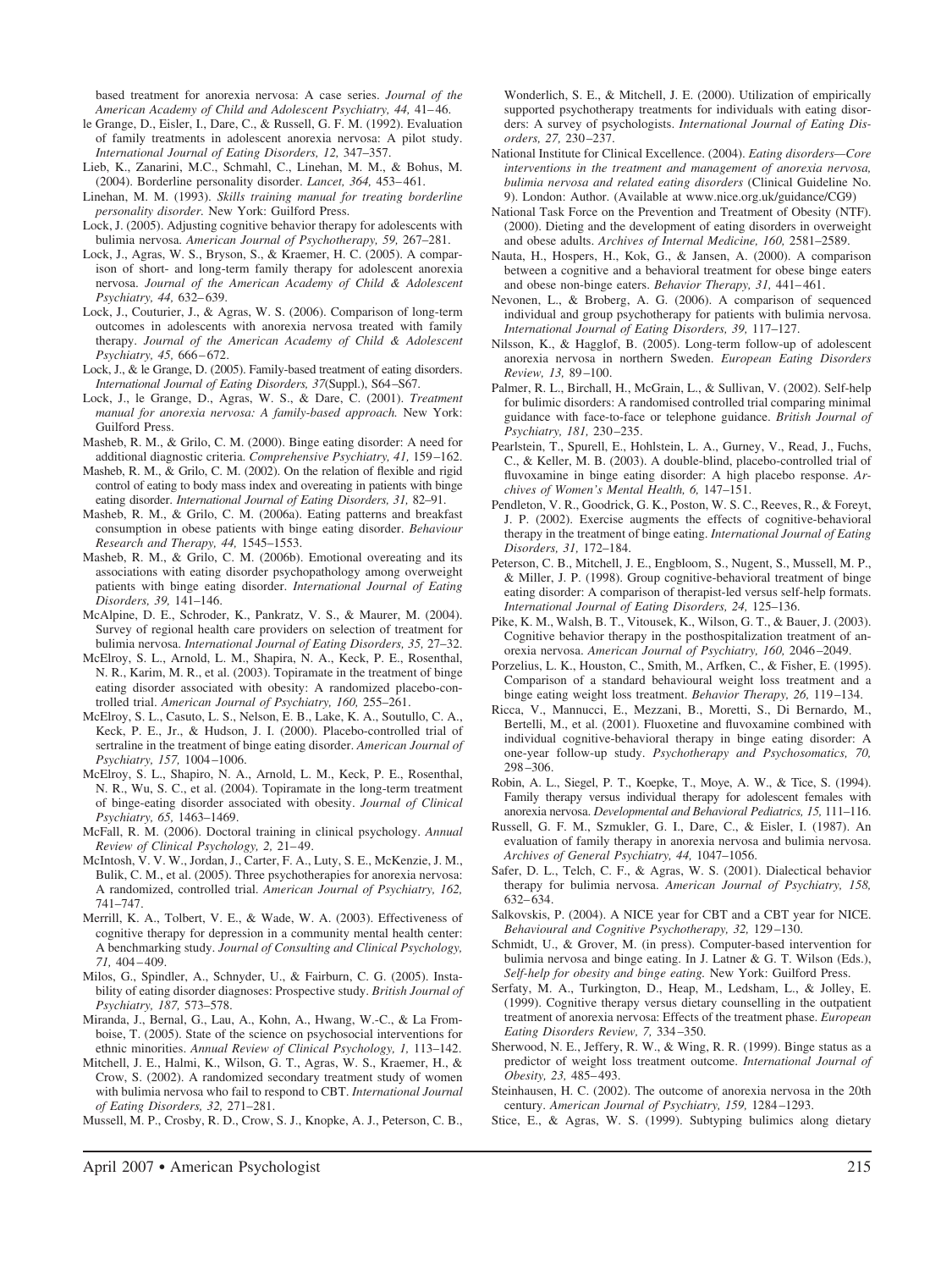based treatment for anorexia nervosa: A case series. *Journal of the American Academy of Child and Adolescent Psychiatry, 44,* 41–46.

le Grange, D., Eisler, I., Dare, C., & Russell, G. F. M. (1992). Evaluation of family treatments in adolescent anorexia nervosa: A pilot study. *International Journal of Eating Disorders, 12,* 347–357.

Lieb, K., Zanarini, M.C., Schmahl, C., Linehan, M. M., & Bohus, M. (2004). Borderline personality disorder. *Lancet, 364,* 453–461.

Linehan, M. M. (1993). *Skills training manual for treating borderline personality disorder.* New York: Guilford Press.

Lock, J. (2005). Adjusting cognitive behavior therapy for adolescents with bulimia nervosa. *American Journal of Psychotherapy, 59,* 267–281.

Lock, J., Agras, W. S., Bryson, S., & Kraemer, H. C. (2005). A comparison of short- and long-term family therapy for adolescent anorexia nervosa. *Journal of the American Academy of Child & Adolescent Psychiatry, 44,* 632–639.

Lock, J., Couturier, J., & Agras, W. S. (2006). Comparison of long-term outcomes in adolescents with anorexia nervosa treated with family therapy. *Journal of the American Academy of Child & Adolescent Psychiatry, 45,* 666–672.

Lock, J., & le Grange, D. (2005). Family-based treatment of eating disorders. *International Journal of Eating Disorders, 37*(Suppl.), S64–S67.

Lock, J., le Grange, D., Agras, W. S., & Dare, C. (2001). *Treatment manual for anorexia nervosa: A family-based approach.* New York: Guilford Press.

Masheb, R. M., & Grilo, C. M. (2000). Binge eating disorder: A need for additional diagnostic criteria. *Comprehensive Psychiatry, 41,* 159–162.

Masheb, R. M., & Grilo, C. M. (2002). On the relation of flexible and rigid control of eating to body mass index and overeating in patients with binge eating disorder. *International Journal of Eating Disorders, 31,* 82–91.

Masheb, R. M., & Grilo, C. M. (2006a). Eating patterns and breakfast consumption in obese patients with binge eating disorder. *Behaviour Research and Therapy, 44,* 1545–1553.

Masheb, R. M., & Grilo, C. M. (2006b). Emotional overeating and its associations with eating disorder psychopathology among overweight patients with binge eating disorder. *International Journal of Eating Disorders, 39,* 141–146.

McAlpine, D. E., Schroder, K., Pankratz, V. S., & Maurer, M. (2004). Survey of regional health care providers on selection of treatment for bulimia nervosa. *International Journal of Eating Disorders, 35,* 27–32.

McElroy, S. L., Arnold, L. M., Shapira, N. A., Keck, P. E., Rosenthal, N. R., Karim, M. R., et al. (2003). Topiramate in the treatment of binge eating disorder associated with obesity: A randomized placebo-controlled trial. *American Journal of Psychiatry, 160,* 255–261.

McElroy, S. L., Casuto, L. S., Nelson, E. B., Lake, K. A., Soutullo, C. A., Keck, P. E., Jr., & Hudson, J. I. (2000). Placebo-controlled trial of sertraline in the treatment of binge eating disorder. *American Journal of Psychiatry, 157,* 1004–1006.

McElroy, S. L., Shapiro, N. A., Arnold, L. M., Keck, P. E., Rosenthal, N. R., Wu, S. C., et al. (2004). Topiramate in the long-term treatment of binge-eating disorder associated with obesity. *Journal of Clinical Psychiatry, 65,* 1463–1469.

McFall, R. M. (2006). Doctoral training in clinical psychology. *Annual Review of Clinical Psychology, 2,* 21–49.

McIntosh, V. V. W., Jordan, J., Carter, F. A., Luty, S. E., McKenzie, J. M., Bulik, C. M., et al. (2005). Three psychotherapies for anorexia nervosa: A randomized, controlled trial. *American Journal of Psychiatry, 162,* 741–747.

Merrill, K. A., Tolbert, V. E., & Wade, W. A. (2003). Effectiveness of cognitive therapy for depression in a community mental health center: A benchmarking study. *Journal of Consulting and Clinical Psychology, 71,* 404–409.

Milos, G., Spindler, A., Schnyder, U., & Fairburn, C. G. (2005). Instability of eating disorder diagnoses: Prospective study. *British Journal of Psychiatry, 187,* 573–578.

Miranda, J., Bernal, G., Lau, A., Kohn, A., Hwang, W.-C., & La Fromboise, T. (2005). State of the science on psychosocial interventions for ethnic minorities. *Annual Review of Clinical Psychology, 1,* 113–142.

Mitchell, J. E., Halmi, K., Wilson, G. T., Agras, W. S., Kraemer, H., & Crow, S. (2002). A randomized secondary treatment study of women with bulimia nervosa who fail to respond to CBT. *International Journal of Eating Disorders, 32,* 271–281.

Mussell, M. P., Crosby, R. D., Crow, S. J., Knopke, A. J., Peterson, C. B., Wonderlich, S. E., & Mitchell, J. E. (2000). Utilization of empirically supported psychotherapy treatments for individuals with eating disorders: A survey of psychologists. *International Journal of Eating Disorders, 27,* 230–237.

National Institute for Clinical Excellence. (2004). *Eating disorders—Core interventions in the treatment and management of anorexia nervosa, bulimia nervosa and related eating disorders* (Clinical Guideline No. 9). London: Author. (Available at www.nice.org.uk/guidance/CG9)

National Task Force on the Prevention and Treatment of Obesity (NTF). (2000). Dieting and the development of eating disorders in overweight and obese adults. *Archives of Internal Medicine, 160,* 2581–2589.

Nauta, H., Hospers, H., Kok, G., & Jansen, A. (2000). A comparison between a cognitive and a behavioral treatment for obese binge eaters and obese non-binge eaters. *Behavior Therapy, 31,* 441–461.

Nevonen, L., & Broberg, A. G. (2006). A comparison of sequenced individual and group psychotherapy for patients with bulimia nervosa. *International Journal of Eating Disorders, 39,* 117–127.

Nilsson, K., & Hagglof, B. (2005). Long-term follow-up of adolescent anorexia nervosa in northern Sweden. *European Eating Disorders Review, 13,* 89–100.

Palmer, R. L., Birchall, H., McGrain, L., & Sullivan, V. (2002). Self-help for bulimic disorders: A randomised controlled trial comparing minimal guidance with face-to-face or telephone guidance. *British Journal of Psychiatry, 181,* 230–235.

Pearlstein, T., Spurell, E., Hohlstein, L. A., Gurney, V., Read, J., Fuchs, C., & Keller, M. B. (2003). A double-blind, placebo-controlled trial of fluvoxamine in binge eating disorder: A high placebo response. *Archives of Women's Mental Health, 6,* 147–151.

Pendleton, V. R., Goodrick, G. K., Poston, W. S. C., Reeves, R., & Foreyt, J. P. (2002). Exercise augments the effects of cognitive-behavioral therapy in the treatment of binge eating. *International Journal of Eating Disorders, 31,* 172–184.

Peterson, C. B., Mitchell, J. E., Engbloom, S., Nugent, S., Mussell, M. P., & Miller, J. P. (1998). Group cognitive-behavioral treatment of binge eating disorder: A comparison of therapist-led versus self-help formats. *International Journal of Eating Disorders, 24,* 125–136.

Pike, K. M., Walsh, B. T., Vitousek, K., Wilson, G. T., & Bauer, J. (2003). Cognitive behavior therapy in the posthospitalization treatment of anorexia nervosa. *American Journal of Psychiatry, 160,* 2046–2049.

Porzelius, L. K., Houston, C., Smith, M., Arfken, C., & Fisher, E. (1995). Comparison of a standard behavioural weight loss treatment and a binge eating weight loss treatment. *Behavior Therapy, 26,* 119–134.

Ricca, V., Mannucci, E., Mezzani, B., Moretti, S., Di Bernardo, M., Bertelli, M., et al. (2001). Fluoxetine and fluvoxamine combined with individual cognitive-behavioral therapy in binge eating disorder: A one-year follow-up study. *Psychotherapy and Psychosomatics, 70,* 298–306.

Robin, A. L., Siegel, P. T., Koepke, T., Moye, A. W., & Tice, S. (1994). Family therapy versus individual therapy for adolescent females with anorexia nervosa. *Developmental and Behavioral Pediatrics, 15,* 111–116.

Russell, G. F. M., Szmukler, G. I., Dare, C., & Eisler, I. (1987). An evaluation of family therapy in anorexia nervosa and bulimia nervosa. *Archives of General Psychiatry, 44,* 1047–1056.

Safer, D. L., Telch, C. F., & Agras, W. S. (2001). Dialectical behavior therapy for bulimia nervosa. *American Journal of Psychiatry, 158,* 632–634.

Salkovskis, P. (2004). A NICE year for CBT and a CBT year for NICE. *Behavioural and Cognitive Psychotherapy, 32,* 129–130.

Schmidt, U., & Grover, M. (in press). Computer-based intervention for bulimia nervosa and binge eating. In J. Latner & G. T. Wilson (Eds.), *Self-help for obesity and binge eating.* New York: Guilford Press.

Serfaty, M. A., Turkington, D., Heap, M., Ledsham, L., & Jolley, E. (1999). Cognitive therapy versus dietary counselling in the outpatient treatment of anorexia nervosa: Effects of the treatment phase. *European Eating Disorders Review, 7,* 334–350.

Sherwood, N. E., Jeffery, R. W., & Wing, R. R. (1999). Binge status as a predictor of weight loss treatment outcome. *International Journal of Obesity, 23,* 485–493.

Steinhausen, H. C. (2002). The outcome of anorexia nervosa in the 20th century. *American Journal of Psychiatry, 159,* 1284–1293.

Stice, E., & Agras, W. S. (1999). Subtyping bulimics along dietary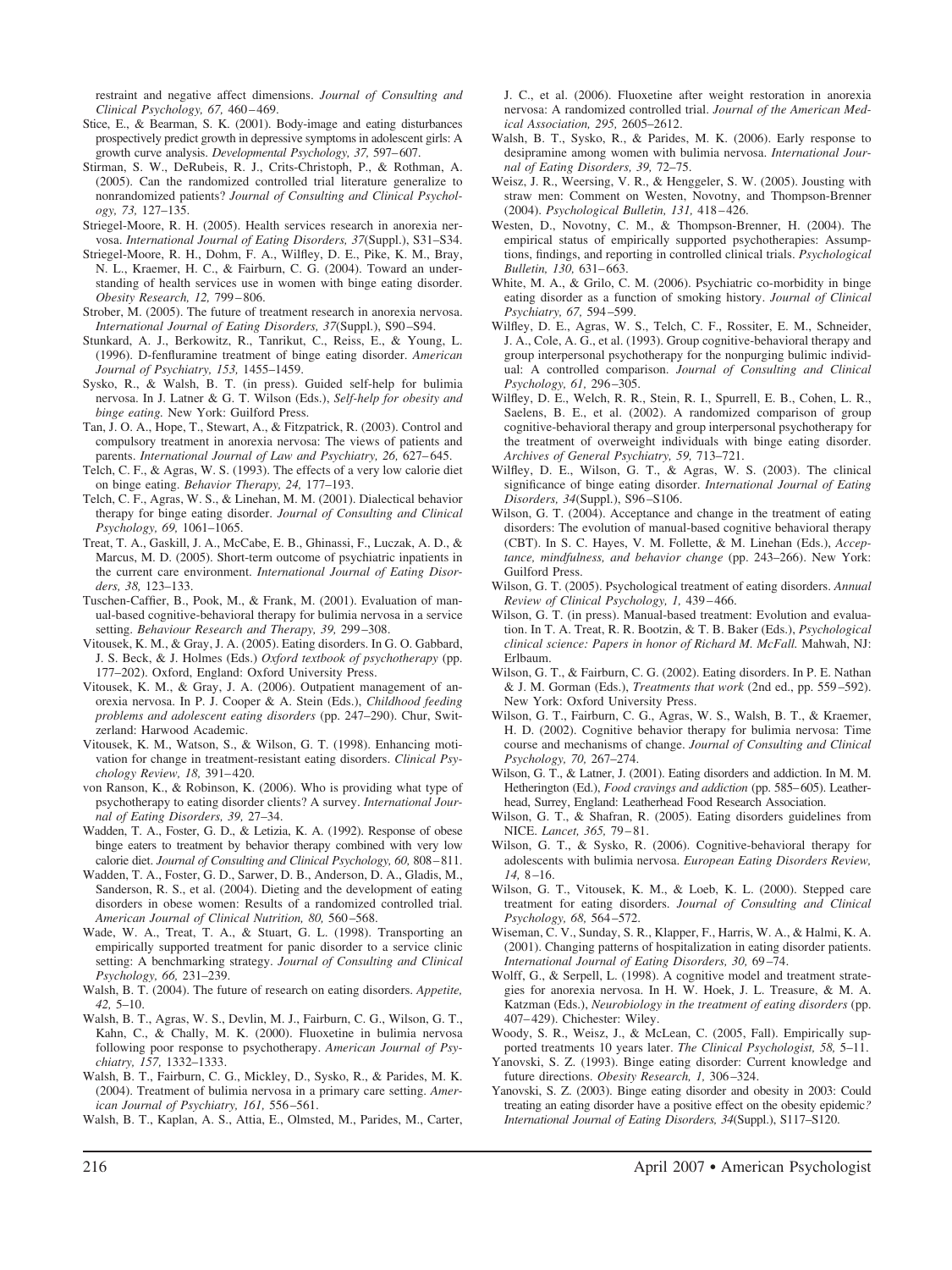restraint and negative affect dimensions. *Journal of Consulting and Clinical Psychology, 67,* 460–469.

Stice, E., & Bearman, S. K. (2001). Body-image and eating disturbances prospectively predict growth in depressive symptoms in adolescent girls: A growth curve analysis. *Developmental Psychology, 37,* 597–607.

Stirman, S. W., DeRubeis, R. J., Crits-Christoph, P., & Rothman, A. (2005). Can the randomized controlled trial literature generalize to nonrandomized patients? *Journal of Consulting and Clinical Psychology, 73,* 127–135.

Striegel-Moore, R. H. (2005). Health services research in anorexia nervosa. *International Journal of Eating Disorders, 37*(Suppl.), S31–S34.

Striegel-Moore, R. H., Dohm, F. A., Wilfley, D. E., Pike, K. M., Bray, N. L., Kraemer, H. C., & Fairburn, C. G. (2004). Toward an understanding of health services use in women with binge eating disorder. *Obesity Research, 12,* 799–806.

Strober, M. (2005). The future of treatment research in anorexia nervosa. *International Journal of Eating Disorders, 37*(Suppl.), S90–S94.

Stunkard, A. J., Berkowitz, R., Tanrikut, C., Reiss, E., & Young, L. (1996). D-fenfluramine treatment of binge eating disorder. *American Journal of Psychiatry, 153,* 1455–1459.

Sysko, R., & Walsh, B. T. (in press). Guided self-help for bulimia nervosa. In J. Latner & G. T. Wilson (Eds.), *Self-help for obesity and binge eating.* New York: Guilford Press.

Tan, J. O. A., Hope, T., Stewart, A., & Fitzpatrick, R. (2003). Control and compulsory treatment in anorexia nervosa: The views of patients and parents. *International Journal of Law and Psychiatry, 26,* 627–645.

Telch, C. F., & Agras, W. S. (1993). The effects of a very low calorie diet on binge eating. *Behavior Therapy, 24,* 177–193.

Telch, C. F., Agras, W. S., & Linehan, M. M. (2001). Dialectical behavior therapy for binge eating disorder. *Journal of Consulting and Clinical Psychology, 69,* 1061–1065.

Treat, T. A., Gaskill, J. A., McCabe, E. B., Ghinassi, F., Luczak, A. D., & Marcus, M. D. (2005). Short-term outcome of psychiatric inpatients in the current care environment. *International Journal of Eating Disorders, 38,* 123–133.

Tuschen-Caffier, B., Pook, M., & Frank, M. (2001). Evaluation of manual-based cognitive-behavioral therapy for bulimia nervosa in a service setting. *Behaviour Research and Therapy, 39,* 299–308.

Vitousek, K. M., & Gray, J. A. (2005). Eating disorders. In G. O. Gabbard, J. S. Beck, & J. Holmes (Eds.) *Oxford textbook of psychotherapy* (pp. 177–202). Oxford, England: Oxford University Press.

Vitousek, K. M., & Gray, J. A. (2006). Outpatient management of anorexia nervosa. In P. J. Cooper & A. Stein (Eds.), *Childhood feeding problems and adolescent eating disorders* (pp. 247–290). Chur, Switzerland: Harwood Academic.

Vitousek, K. M., Watson, S., & Wilson, G. T. (1998). Enhancing motivation for change in treatment-resistant eating disorders. *Clinical Psychology Review, 18,* 391–420.

von Ranson, K., & Robinson, K. (2006). Who is providing what type of psychotherapy to eating disorder clients? A survey. *International Journal of Eating Disorders, 39,* 27–34.

Wadden, T. A., Foster, G. D., & Letizia, K. A. (1992). Response of obese binge eaters to treatment by behavior therapy combined with very low calorie diet. *Journal of Consulting and Clinical Psychology, 60,* 808–811.

Wadden, T. A., Foster, G. D., Sarwer, D. B., Anderson, D. A., Gladis, M., Sanderson, R. S., et al. (2004). Dieting and the development of eating disorders in obese women: Results of a randomized controlled trial. *American Journal of Clinical Nutrition, 80,* 560–568.

Wade, W. A., Treat, T. A., & Stuart, G. L. (1998). Transporting an empirically supported treatment for panic disorder to a service clinic setting: A benchmarking strategy. *Journal of Consulting and Clinical Psychology, 66,* 231–239.

Walsh, B. T. (2004). The future of research on eating disorders. *Appetite, 42,* 5–10.

Walsh, B. T., Agras, W. S., Devlin, M. J., Fairburn, C. G., Wilson, G. T., Kahn, C., & Chally, M. K. (2000). Fluoxetine in bulimia nervosa following poor response to psychotherapy. *American Journal of Psychiatry, 157,* 1332–1333.

Walsh, B. T., Fairburn, C. G., Mickley, D., Sysko, R., & Parides, M. K. (2004). Treatment of bulimia nervosa in a primary care setting. *American Journal of Psychiatry, 161,* 556–561.

Walsh, B. T., Kaplan, A. S., Attia, E., Olmsted, M., Parides, M., Carter, J. C., et al. (2006). Fluoxetine after weight restoration in anorexia nervosa: A randomized controlled trial. *Journal of the American Medical Association, 295,* 2605–2612.

Walsh, B. T., Sysko, R., & Parides, M. K. (2006). Early response to desipramine among women with bulimia nervosa. *International Journal of Eating Disorders, 39,* 72–75.

Weisz, J. R., Weersing, V. R., & Henggeler, S. W. (2005). Jousting with straw men: Comment on Westen, Novotny, and Thompson-Brenner (2004). *Psychological Bulletin, 131,* 418–426.

Westen, D., Novotny, C. M., & Thompson-Brenner, H. (2004). The empirical status of empirically supported psychotherapies: Assumptions, findings, and reporting in controlled clinical trials. *Psychological Bulletin, 130,* 631–663.

White, M. A., & Grilo, C. M. (2006). Psychiatric co-morbidity in binge eating disorder as a function of smoking history. *Journal of Clinical Psychiatry, 67,* 594–599.

Wilfley, D. E., Agras, W. S., Telch, C. F., Rossiter, E. M., Schneider, J. A., Cole, A. G., et al. (1993). Group cognitive-behavioral therapy and group interpersonal psychotherapy for the nonpurging bulimic individual: A controlled comparison. *Journal of Consulting and Clinical Psychology, 61,* 296–305.

Wilfley, D. E., Welch, R. R., Stein, R. I., Spurrell, E. B., Cohen, L. R., Saelens, B. E., et al. (2002). A randomized comparison of group cognitive-behavioral therapy and group interpersonal psychotherapy for the treatment of overweight individuals with binge eating disorder. *Archives of General Psychiatry, 59,* 713–721.

Wilfley, D. E., Wilson, G. T., & Agras, W. S. (2003). The clinical significance of binge eating disorder. *International Journal of Eating Disorders, 34*(Suppl.), S96–S106.

Wilson, G. T. (2004). Acceptance and change in the treatment of eating disorders: The evolution of manual-based cognitive behavioral therapy (CBT). In S. C. Hayes, V. M. Follette, & M. Linehan (Eds.), *Acceptance, mindfulness, and behavior change* (pp. 243–266). New York: Guilford Press.

Wilson, G. T. (2005). Psychological treatment of eating disorders. *Annual Review of Clinical Psychology, 1,* 439–466.

Wilson, G. T. (in press). Manual-based treatment: Evolution and evaluation. In T. A. Treat, R. R. Bootzin, & T. B. Baker (Eds.), *Psychological clinical science: Papers in honor of Richard M. McFall.* Mahwah, NJ: Erlbaum.

Wilson, G. T., & Fairburn, C. G. (2002). Eating disorders. In P. E. Nathan & J. M. Gorman (Eds.), *Treatments that work* (2nd ed., pp. 559–592). New York: Oxford University Press.

Wilson, G. T., Fairburn, C. G., Agras, W. S., Walsh, B. T., & Kraemer, H. D. (2002). Cognitive behavior therapy for bulimia nervosa: Time course and mechanisms of change. *Journal of Consulting and Clinical Psychology, 70,* 267–274.

Wilson, G. T., & Latner, J. (2001). Eating disorders and addiction. In M. M. Hetherington (Ed.), *Food cravings and addiction* (pp. 585–605). Leatherhead, Surrey, England: Leatherhead Food Research Association.

Wilson, G. T., & Shafran, R. (2005). Eating disorders guidelines from NICE. *Lancet, 365,* 79–81.

Wilson, G. T., & Sysko, R. (2006). Cognitive-behavioral therapy for adolescents with bulimia nervosa. *European Eating Disorders Review, 14,* 8–16.

Wilson, G. T., Vitousek, K. M., & Loeb, K. L. (2000). Stepped care treatment for eating disorders. *Journal of Consulting and Clinical Psychology, 68,* 564–572.

Wiseman, C. V., Sunday, S. R., Klapper, F., Harris, W. A., & Halmi, K. A. (2001). Changing patterns of hospitalization in eating disorder patients. *International Journal of Eating Disorders, 30,* 69–74.

Wolff, G., & Serpell, L. (1998). A cognitive model and treatment strategies for anorexia nervosa. In H. W. Hoek, J. L. Treasure, & M. A. Katzman (Eds.), *Neurobiology in the treatment of eating disorders* (pp. 407–429). Chichester: Wiley.

Woody, S. R., Weisz, J., & McLean, C. (2005, Fall). Empirically supported treatments 10 years later. *The Clinical Psychologist, 58,* 5–11.

Yanovski, S. Z. (1993). Binge eating disorder: Current knowledge and future directions. *Obesity Research, 1,* 306–324.

Yanovski, S. Z. (2003). Binge eating disorder and obesity in 2003: Could treating an eating disorder have a positive effect on the obesity epidemic? *International Journal of Eating Disorders, 34*(Suppl.), S117–S120.